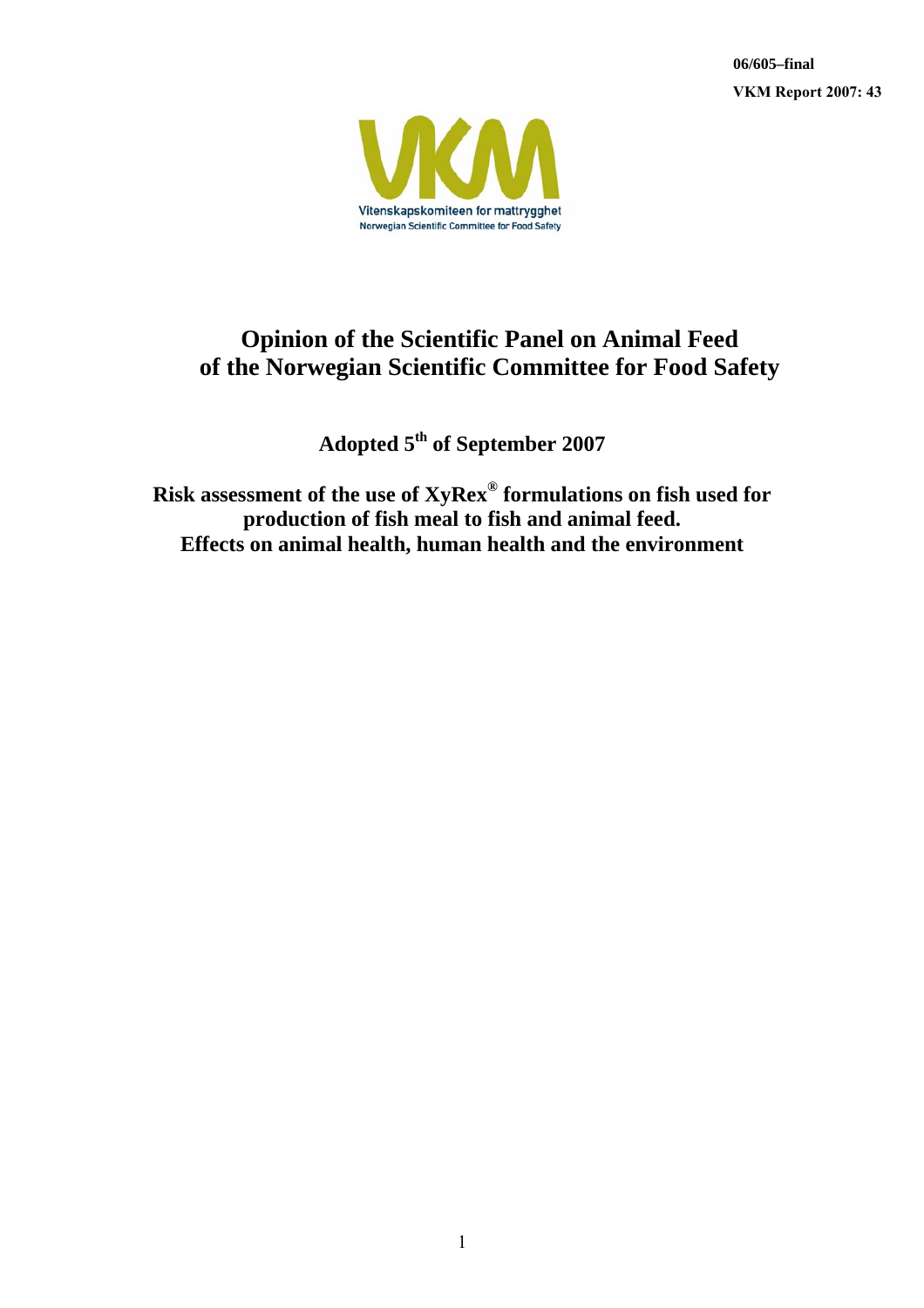**06/605–final**

**VKM Report 2007: 43**

Vitenskapskomiteen for mattrygghet
Norwegian Scientific Committee for Food Safety

# Opinion of the Scientific Panel on Animal Feed of the Norwegian Scientific Committee for Food Safety

## Adopted 5th of September 2007

## Risk assessment of the use of XyRex® formulations on fish used for production of fish meal to fish and animal feed. Effects on animal health, human health and the environment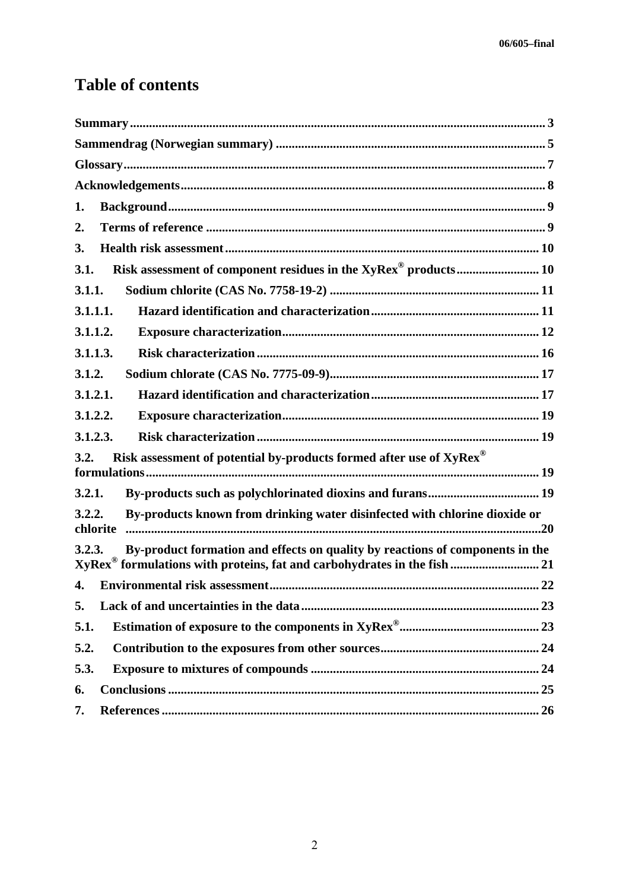# Table of contents

**Summary** ... 3

**Sammendrag (Norwegian summary)** ... 5

**Glossary** ... 7

**Acknowledgements** ... 8

**1. Background** ... 9

**2. Terms of reference** ... 9

**3. Health risk assessment** ... 10

**3.1. Risk assessment of component residues in the XyRex® products** ... 10

**3.1.1. Sodium chlorite (CAS No. 7758-19-2)** ... 11

**3.1.1.1. Hazard identification and characterization** ... 11

**3.1.1.2. Exposure characterization** ... 12

**3.1.1.3. Risk characterization** ... 16

**3.1.2. Sodium chlorate (CAS No. 7775-09-9)** ... 17

**3.1.2.1. Hazard identification and characterization** ... 17

**3.1.2.2. Exposure characterization** ... 19

**3.1.2.3. Risk characterization** ... 19

**3.2. Risk assessment of potential by-products formed after use of XyRex® formulations** ... 19

**3.2.1. By-products such as polychlorinated dioxins and furans** ... 19

**3.2.2. By-products known from drinking water disinfected with chlorine dioxide or chlorite** ... 20

**3.2.3. By-product formation and effects on quality by reactions of components in the XyRex® formulations with proteins, fat and carbohydrates in the fish** ... 21

**4. Environmental risk assessment** ... 22

**5. Lack of and uncertainties in the data** ... 23

**5.1. Estimation of exposure to the components in XyRex®** ... 23

**5.2. Contribution to the exposures from other sources** ... 24

**5.3. Exposure to mixtures of compounds** ... 24

**6. Conclusions** ... 25

**7. References** ... 26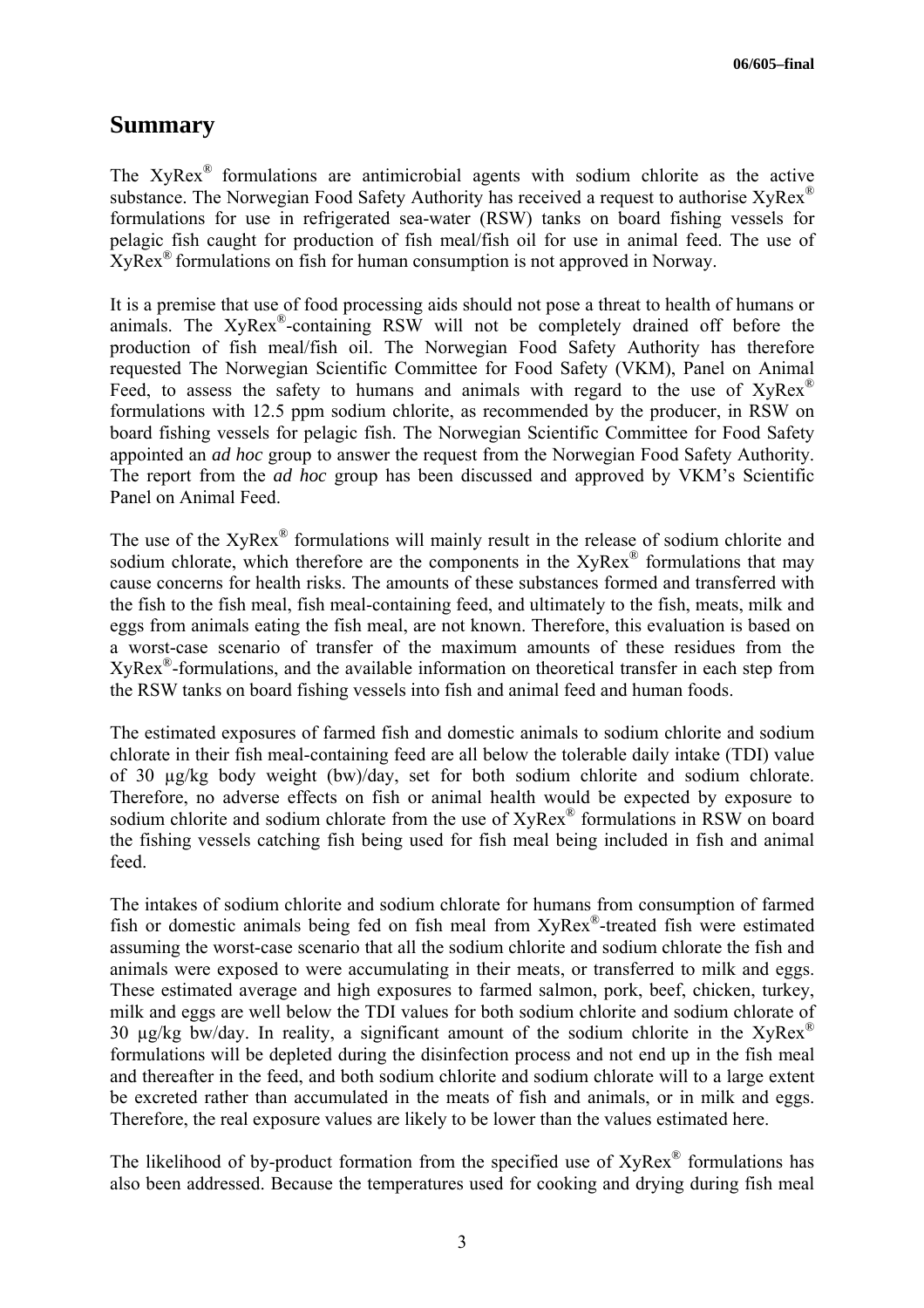# Summary

The XyRex® formulations are antimicrobial agents with sodium chlorite as the active substance. The Norwegian Food Safety Authority has received a request to authorise XyRex® formulations for use in refrigerated sea-water (RSW) tanks on board fishing vessels for pelagic fish caught for production of fish meal/fish oil for use in animal feed. The use of XyRex® formulations on fish for human consumption is not approved in Norway.

It is a premise that use of food processing aids should not pose a threat to health of humans or animals. The XyRex®-containing RSW will not be completely drained off before the production of fish meal/fish oil. The Norwegian Food Safety Authority has therefore requested The Norwegian Scientific Committee for Food Safety (VKM), Panel on Animal Feed, to assess the safety to humans and animals with regard to the use of XyRex® formulations with 12.5 ppm sodium chlorite, as recommended by the producer, in RSW on board fishing vessels for pelagic fish. The Norwegian Scientific Committee for Food Safety appointed an *ad hoc* group to answer the request from the Norwegian Food Safety Authority. The report from the *ad hoc* group has been discussed and approved by VKM's Scientific Panel on Animal Feed.

The use of the XyRex® formulations will mainly result in the release of sodium chlorite and sodium chlorate, which therefore are the components in the XyRex® formulations that may cause concerns for health risks. The amounts of these substances formed and transferred with the fish to the fish meal, fish meal-containing feed, and ultimately to the fish, meats, milk and eggs from animals eating the fish meal, are not known. Therefore, this evaluation is based on a worst-case scenario of transfer of the maximum amounts of these residues from the XyRex®-formulations, and the available information on theoretical transfer in each step from the RSW tanks on board fishing vessels into fish and animal feed and human foods.

The estimated exposures of farmed fish and domestic animals to sodium chlorite and sodium chlorate in their fish meal-containing feed are all below the tolerable daily intake (TDI) value of 30 µg/kg body weight (bw)/day, set for both sodium chlorite and sodium chlorate. Therefore, no adverse effects on fish or animal health would be expected by exposure to sodium chlorite and sodium chlorate from the use of XyRex® formulations in RSW on board the fishing vessels catching fish being used for fish meal being included in fish and animal feed.

The intakes of sodium chlorite and sodium chlorate for humans from consumption of farmed fish or domestic animals being fed on fish meal from XyRex®-treated fish were estimated assuming the worst-case scenario that all the sodium chlorite and sodium chlorate the fish and animals were exposed to were accumulating in their meats, or transferred to milk and eggs. These estimated average and high exposures to farmed salmon, pork, beef, chicken, turkey, milk and eggs are well below the TDI values for both sodium chlorite and sodium chlorate of 30 µg/kg bw/day. In reality, a significant amount of the sodium chlorite in the XyRex® formulations will be depleted during the disinfection process and not end up in the fish meal and thereafter in the feed, and both sodium chlorite and sodium chlorate will to a large extent be excreted rather than accumulated in the meats of fish and animals, or in milk and eggs. Therefore, the real exposure values are likely to be lower than the values estimated here.

The likelihood of by-product formation from the specified use of XyRex® formulations has also been addressed. Because the temperatures used for cooking and drying during fish meal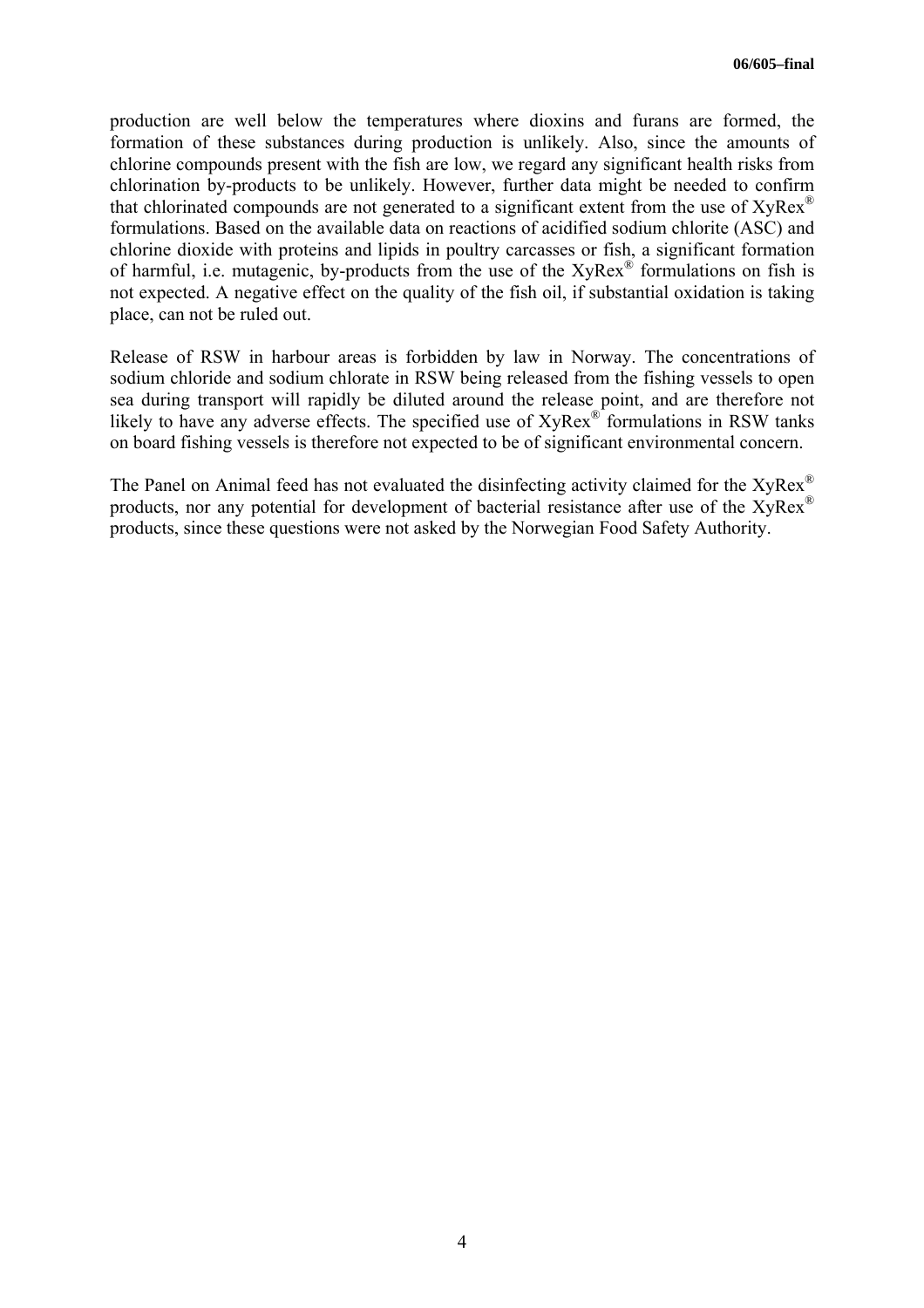production are well below the temperatures where dioxins and furans are formed, the formation of these substances during production is unlikely. Also, since the amounts of chlorine compounds present with the fish are low, we regard any significant health risks from chlorination by-products to be unlikely. However, further data might be needed to confirm that chlorinated compounds are not generated to a significant extent from the use of XyRex® formulations. Based on the available data on reactions of acidified sodium chlorite (ASC) and chlorine dioxide with proteins and lipids in poultry carcasses or fish, a significant formation of harmful, i.e. mutagenic, by-products from the use of the XyRex® formulations on fish is not expected. A negative effect on the quality of the fish oil, if substantial oxidation is taking place, can not be ruled out.

Release of RSW in harbour areas is forbidden by law in Norway. The concentrations of sodium chloride and sodium chlorate in RSW being released from the fishing vessels to open sea during transport will rapidly be diluted around the release point, and are therefore not likely to have any adverse effects. The specified use of XyRex® formulations in RSW tanks on board fishing vessels is therefore not expected to be of significant environmental concern.

The Panel on Animal feed has not evaluated the disinfecting activity claimed for the XyRex® products, nor any potential for development of bacterial resistance after use of the XyRex® products, since these questions were not asked by the Norwegian Food Safety Authority.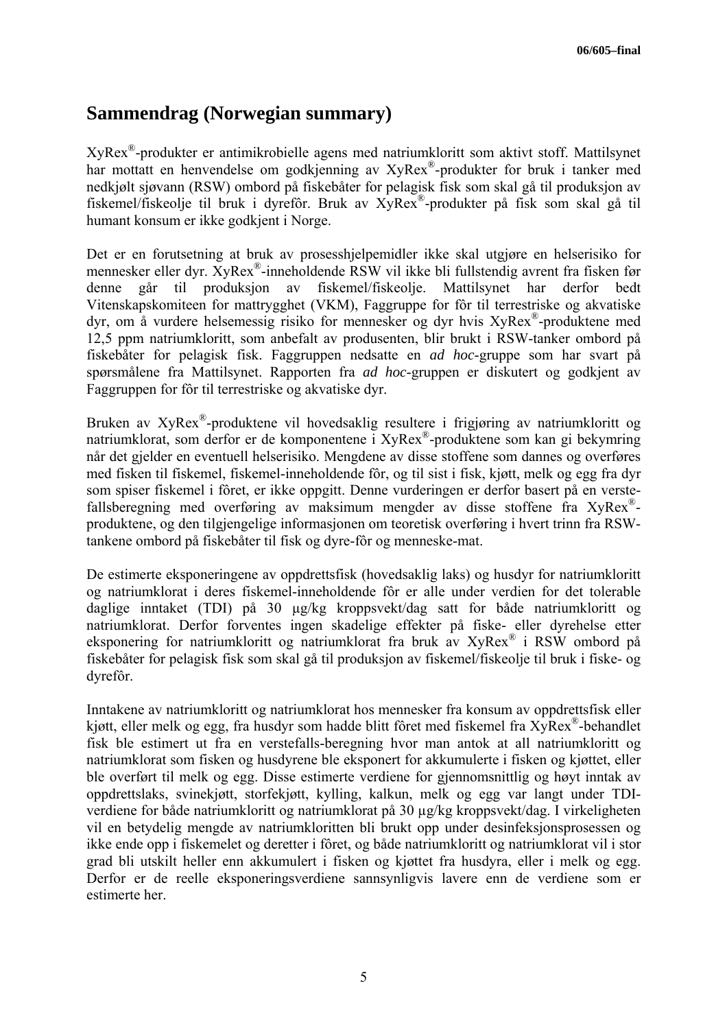## Sammendrag (Norwegian summary)

XyRex®-produkter er antimikrobielle agens med natriumkloritt som aktivt stoff. Mattilsynet har mottatt en henvendelse om godkjenning av XyRex®-produkter for bruk i tanker med nedkjølt sjøvann (RSW) ombord på fiskebåter for pelagisk fisk som skal gå til produksjon av fiskemel/fiskeolje til bruk i dyrefôr. Bruk av XyRex®-produkter på fisk som skal gå til humant konsum er ikke godkjent i Norge.

Det er en forutsetning at bruk av prosesshjelpemidler ikke skal utgjøre en helserisiko for mennesker eller dyr. XyRex®-inneholdende RSW vil ikke bli fullstendig avrent fra fisken før denne går til produksjon av fiskemel/fiskeolje. Mattilsynet har derfor bedt Vitenskapskomiteen for mattrygghet (VKM), Faggruppe for fôr til terrestriske og akvatiske dyr, om å vurdere helsemessig risiko for mennesker og dyr hvis XyRex®-produktene med 12,5 ppm natriumkloritt, som anbefalt av produsenten, blir brukt i RSW-tanker ombord på fiskebåter for pelagisk fisk. Faggruppen nedsatte en *ad hoc*-gruppe som har svart på spørsmålene fra Mattilsynet. Rapporten fra *ad hoc*-gruppen er diskutert og godkjent av Faggruppen for fôr til terrestriske og akvatiske dyr.

Bruken av XyRex®-produktene vil hovedsaklig resultere i frigjøring av natriumkloritt og natriumklorat, som derfor er de komponentene i XyRex®-produktene som kan gi bekymring når det gjelder en eventuell helserisiko. Mengdene av disse stoffene som dannes og overføres med fisken til fiskemel, fiskemel-inneholdende fôr, og til sist i fisk, kjøtt, melk og egg fra dyr som spiser fiskemel i fôret, er ikke oppgitt. Denne vurderingen er derfor basert på en verstefallsberegning med overføring av maksimum mengder av disse stoffene fra XyRex®-produktene, og den tilgjengelige informasjonen om teoretisk overføring i hvert trinn fra RSW-tankene ombord på fiskebåter til fisk og dyre-fôr og menneske-mat.

De estimerte eksponeringene av oppdrettsfisk (hovedsaklig laks) og husdyr for natriumkloritt og natriumklorat i deres fiskemel-inneholdende fôr er alle under verdien for det tolerable daglige inntaket (TDI) på 30 µg/kg kroppsvekt/dag satt for både natriumkloritt og natriumklorat. Derfor forventes ingen skadelige effekter på fiske- eller dyrehelse etter eksponering for natriumkloritt og natriumklorat fra bruk av XyRex® i RSW ombord på fiskebåter for pelagisk fisk som skal gå til produksjon av fiskemel/fiskeolje til bruk i fiske- og dyrefôr.

Inntakene av natriumkloritt og natriumklorat hos mennesker fra konsum av oppdrettsfisk eller kjøtt, eller melk og egg, fra husdyr som hadde blitt fôret med fiskemel fra XyRex®-behandlet fisk ble estimert ut fra en verstefalls-beregning hvor man antok at all natriumkloritt og natriumklorat som fisken og husdyrene ble eksponert for akkumulerte i fisken og kjøttet, eller ble overført til melk og egg. Disse estimerte verdiene for gjennomsnittlig og høyt inntak av oppdrettslaks, svinekjøtt, storfekjøtt, kylling, kalkun, melk og egg var langt under TDI-verdiene for både natriumkloritt og natriumklorat på 30 µg/kg kroppsvekt/dag. I virkeligheten vil en betydelig mengde av natriumkloritten bli brukt opp under desinfeksjonsprosessen og ikke ende opp i fiskemelet og deretter i fôret, og både natriumkloritt og natriumklorat vil i stor grad bli utskilt heller enn akkumulert i fisken og kjøttet fra husdyra, eller i melk og egg. Derfor er de reelle eksponeringsverdiene sannsynligvis lavere enn de verdiene som er estimerte her.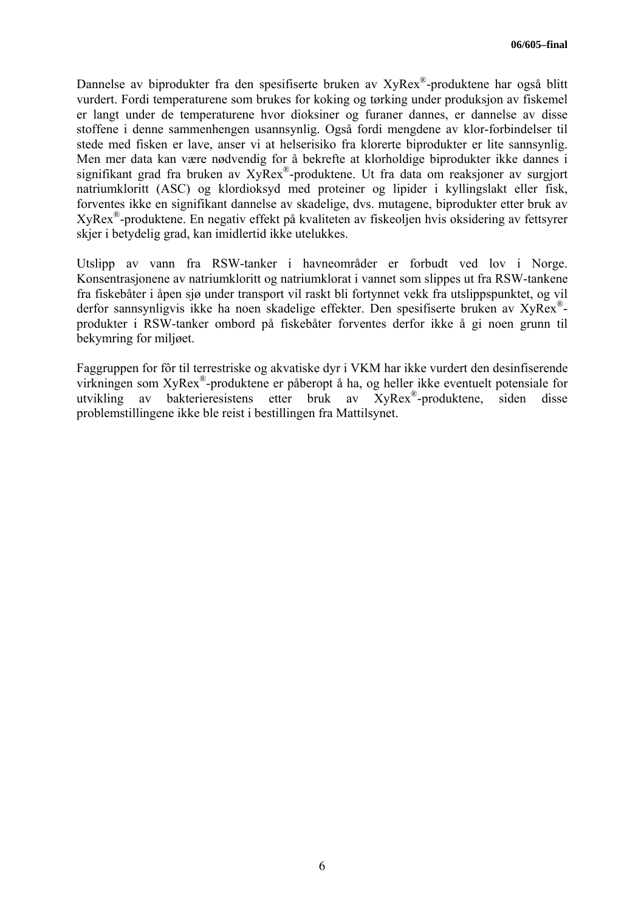Dannelse av biprodukter fra den spesifiserte bruken av XyRex®-produktene har også blitt vurdert. Fordi temperaturene som brukes for koking og tørking under produksjon av fiskemel er langt under de temperaturene hvor dioksiner og furaner dannes, er dannelse av disse stoffene i denne sammenhengen usannsynlig. Også fordi mengdene av klor-forbindelser til stede med fisken er lave, anser vi at helserisiko fra klorerte biprodukter er lite sannsynlig. Men mer data kan være nødvendig for å bekrefte at klorholdige biprodukter ikke dannes i signifikant grad fra bruken av XyRex®-produktene. Ut fra data om reaksjoner av surgjort natriumkloritt (ASC) og klordioksyd med proteiner og lipider i kyllingslakt eller fisk, forventes ikke en signifikant dannelse av skadelige, dvs. mutagene, biprodukter etter bruk av XyRex®-produktene. En negativ effekt på kvaliteten av fiskeoljen hvis oksidering av fettsyrer skjer i betydelig grad, kan imidlertid ikke utelukkes.

Utslipp av vann fra RSW-tanker i havneområder er forbudt ved lov i Norge. Konsentrasjonene av natriumkloritt og natriumklorat i vannet som slippes ut fra RSW-tankene fra fiskebåter i åpen sjø under transport vil raskt bli fortynnet vekk fra utslippspunktet, og vil derfor sannsynligvis ikke ha noen skadelige effekter. Den spesifiserte bruken av XyRex®-produkter i RSW-tanker ombord på fiskebåter forventes derfor ikke å gi noen grunn til bekymring for miljøet.

Faggruppen for fôr til terrestriske og akvatiske dyr i VKM har ikke vurdert den desinfiserende virkningen som XyRex®-produktene er påberopt å ha, og heller ikke eventuelt potensiale for utvikling av bakterieresistens etter bruk av XyRex®-produktene, siden disse problemstillingene ikke ble reist i bestillingen fra Mattilsynet.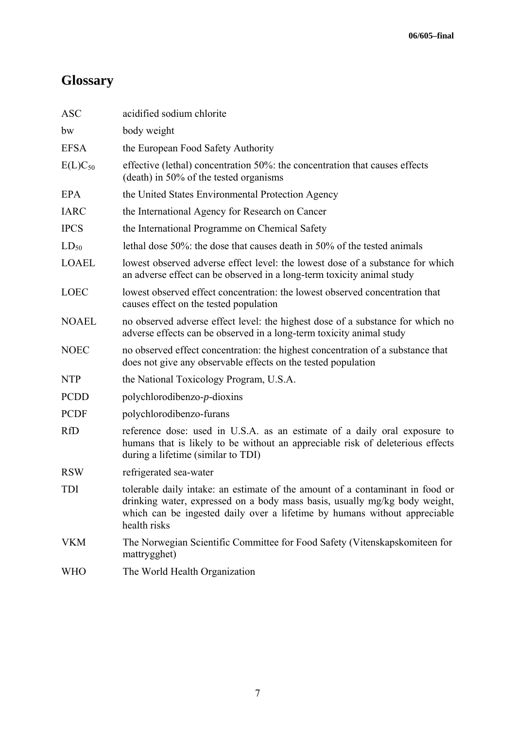# Glossary

| | |
|---|---|
| ASC | acidified sodium chlorite |
| bw | body weight |
| EFSA | the European Food Safety Authority |
| $E(L)C_{50}$ | effective (lethal) concentration 50%: the concentration that causes effects (death) in 50% of the tested organisms |
| EPA | the United States Environmental Protection Agency |
| IARC | the International Agency for Research on Cancer |
| IPCS | the International Programme on Chemical Safety |
| $LD_{50}$ | lethal dose 50%: the dose that causes death in 50% of the tested animals |
| LOAEL | lowest observed adverse effect level: the lowest dose of a substance for which an adverse effect can be observed in a long-term toxicity animal study |
| LOEC | lowest observed effect concentration: the lowest observed concentration that causes effect on the tested population |
| NOAEL | no observed adverse effect level: the highest dose of a substance for which no adverse effects can be observed in a long-term toxicity animal study |
| NOEC | no observed effect concentration: the highest concentration of a substance that does not give any observable effects on the tested population |
| NTP | the National Toxicology Program, U.S.A. |
| PCDD | polychlorodibenzo-*p*-dioxins |
| PCDF | polychlorodibenzo-furans |
| RfD | reference dose: used in U.S.A. as an estimate of a daily oral exposure to humans that is likely to be without an appreciable risk of deleterious effects during a lifetime (similar to TDI) |
| RSW | refrigerated sea-water |
| TDI | tolerable daily intake: an estimate of the amount of a contaminant in food or drinking water, expressed on a body mass basis, usually mg/kg body weight, which can be ingested daily over a lifetime by humans without appreciable health risks |
| VKM | The Norwegian Scientific Committee for Food Safety (Vitenskapskomiteen for mattrygghet) |
| WHO | The World Health Organization |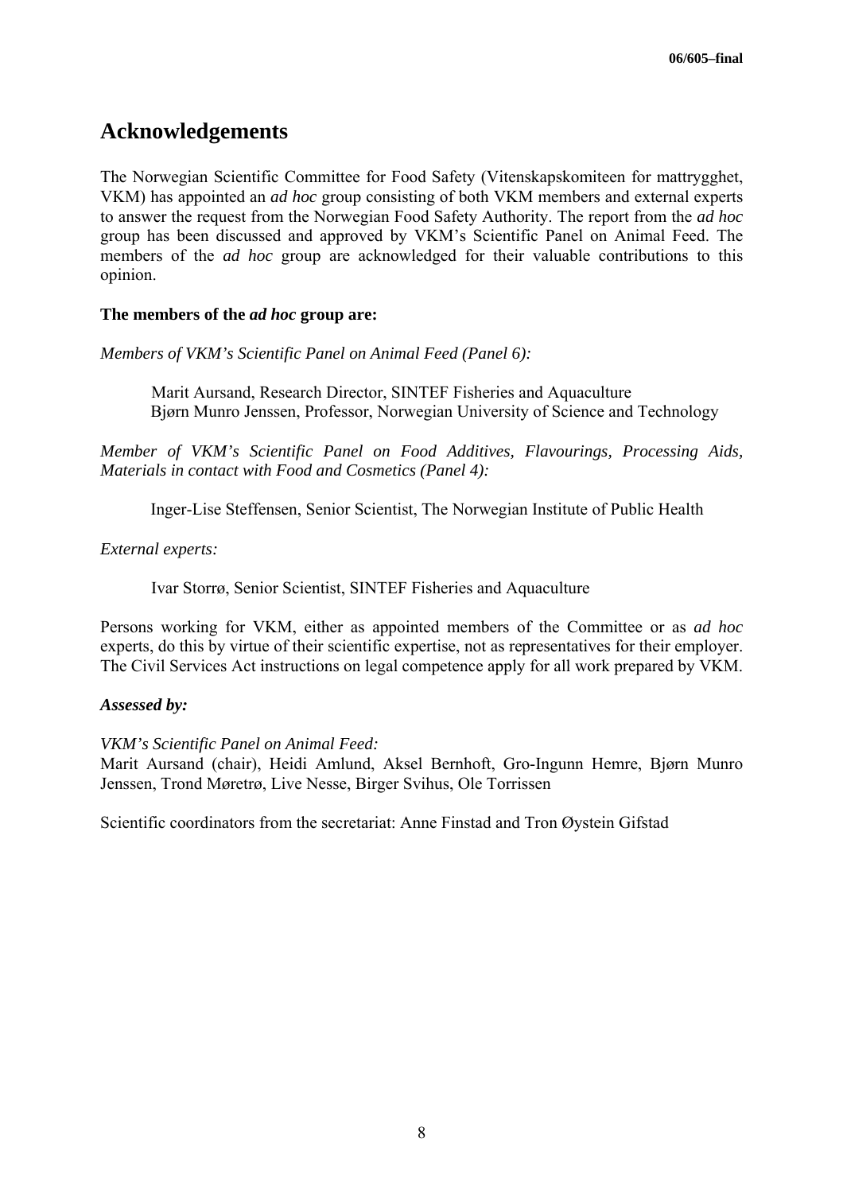# Acknowledgements

The Norwegian Scientific Committee for Food Safety (Vitenskapskomiteen for mattrygghet, VKM) has appointed an *ad hoc* group consisting of both VKM members and external experts to answer the request from the Norwegian Food Safety Authority. The report from the *ad hoc* group has been discussed and approved by VKM's Scientific Panel on Animal Feed. The members of the *ad hoc* group are acknowledged for their valuable contributions to this opinion.

**The members of the *ad hoc* group are:**

*Members of VKM's Scientific Panel on Animal Feed (Panel 6):*

Marit Aursand, Research Director, SINTEF Fisheries and Aquaculture
Bjørn Munro Jenssen, Professor, Norwegian University of Science and Technology

*Member of VKM's Scientific Panel on Food Additives, Flavourings, Processing Aids, Materials in contact with Food and Cosmetics (Panel 4):*

Inger-Lise Steffensen, Senior Scientist, The Norwegian Institute of Public Health

*External experts:*

Ivar Storrø, Senior Scientist, SINTEF Fisheries and Aquaculture

Persons working for VKM, either as appointed members of the Committee or as *ad hoc* experts, do this by virtue of their scientific expertise, not as representatives for their employer. The Civil Services Act instructions on legal competence apply for all work prepared by VKM.

***Assessed by:***

*VKM's Scientific Panel on Animal Feed:*
Marit Aursand (chair), Heidi Amlund, Aksel Bernhoft, Gro-Ingunn Hemre, Bjørn Munro Jenssen, Trond Møretrø, Live Nesse, Birger Svihus, Ole Torrissen

Scientific coordinators from the secretariat: Anne Finstad and Tron Øystein Gifstad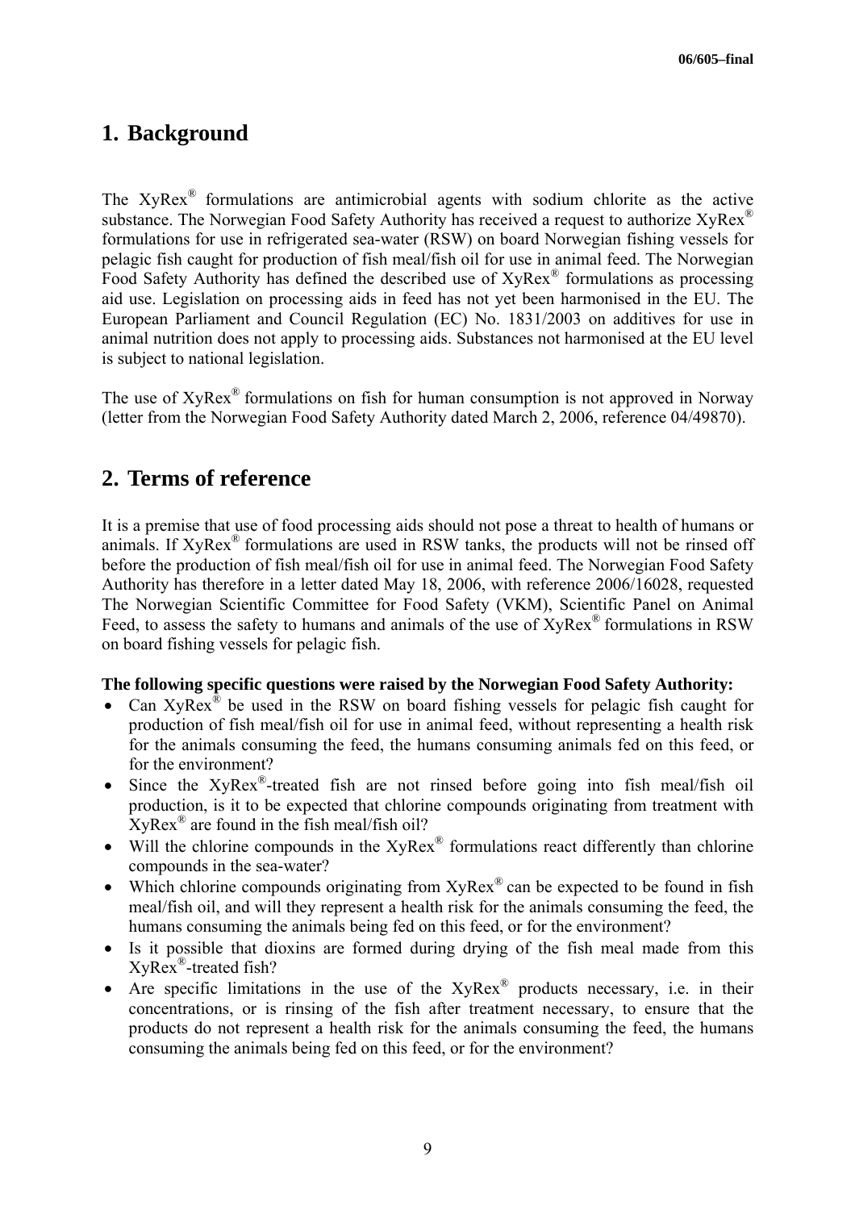# 1. Background

The XyRex® formulations are antimicrobial agents with sodium chlorite as the active substance. The Norwegian Food Safety Authority has received a request to authorize XyRex® formulations for use in refrigerated sea-water (RSW) on board Norwegian fishing vessels for pelagic fish caught for production of fish meal/fish oil for use in animal feed. The Norwegian Food Safety Authority has defined the described use of XyRex® formulations as processing aid use. Legislation on processing aids in feed has not yet been harmonised in the EU. The European Parliament and Council Regulation (EC) No. 1831/2003 on additives for use in animal nutrition does not apply to processing aids. Substances not harmonised at the EU level is subject to national legislation.

The use of XyRex® formulations on fish for human consumption is not approved in Norway (letter from the Norwegian Food Safety Authority dated March 2, 2006, reference 04/49870).

# 2. Terms of reference

It is a premise that use of food processing aids should not pose a threat to health of humans or animals. If XyRex® formulations are used in RSW tanks, the products will not be rinsed off before the production of fish meal/fish oil for use in animal feed. The Norwegian Food Safety Authority has therefore in a letter dated May 18, 2006, with reference 2006/16028, requested The Norwegian Scientific Committee for Food Safety (VKM), Scientific Panel on Animal Feed, to assess the safety to humans and animals of the use of XyRex® formulations in RSW on board fishing vessels for pelagic fish.

**The following specific questions were raised by the Norwegian Food Safety Authority:**

- Can XyRex® be used in the RSW on board fishing vessels for pelagic fish caught for production of fish meal/fish oil for use in animal feed, without representing a health risk for the animals consuming the feed, the humans consuming animals fed on this feed, or for the environment?
- Since the XyRex®-treated fish are not rinsed before going into fish meal/fish oil production, is it to be expected that chlorine compounds originating from treatment with XyRex® are found in the fish meal/fish oil?
- Will the chlorine compounds in the XyRex® formulations react differently than chlorine compounds in the sea-water?
- Which chlorine compounds originating from XyRex® can be expected to be found in fish meal/fish oil, and will they represent a health risk for the animals consuming the feed, the humans consuming the animals being fed on this feed, or for the environment?
- Is it possible that dioxins are formed during drying of the fish meal made from this XyRex®-treated fish?
- Are specific limitations in the use of the XyRex® products necessary, i.e. in their concentrations, or is rinsing of the fish after treatment necessary, to ensure that the products do not represent a health risk for the animals consuming the feed, the humans consuming the animals being fed on this feed, or for the environment?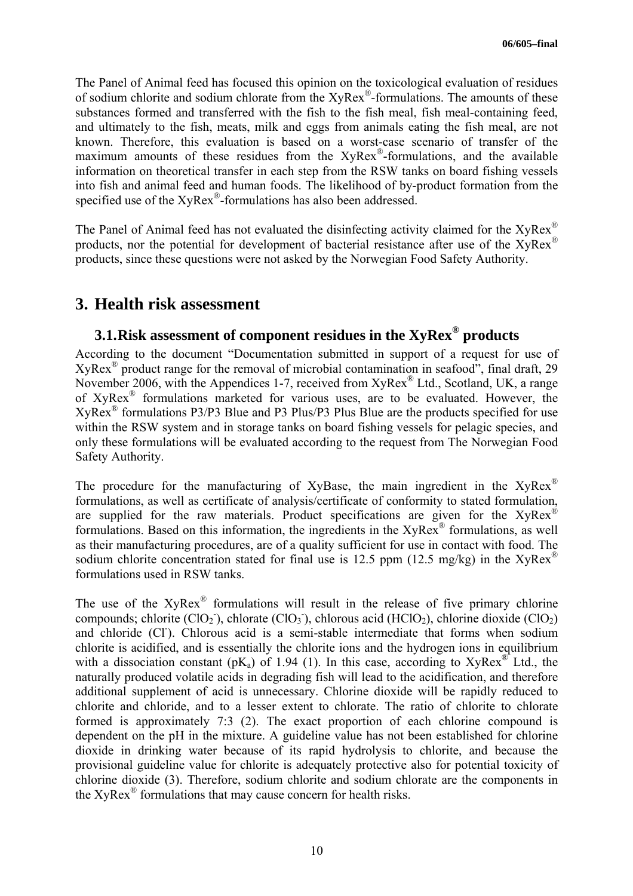The Panel of Animal feed has focused this opinion on the toxicological evaluation of residues of sodium chlorite and sodium chlorate from the XyRex®-formulations. The amounts of these substances formed and transferred with the fish to the fish meal, fish meal-containing feed, and ultimately to the fish, meats, milk and eggs from animals eating the fish meal, are not known. Therefore, this evaluation is based on a worst-case scenario of transfer of the maximum amounts of these residues from the XyRex®-formulations, and the available information on theoretical transfer in each step from the RSW tanks on board fishing vessels into fish and animal feed and human foods. The likelihood of by-product formation from the specified use of the XyRex®-formulations has also been addressed.

The Panel of Animal feed has not evaluated the disinfecting activity claimed for the XyRex® products, nor the potential for development of bacterial resistance after use of the XyRex® products, since these questions were not asked by the Norwegian Food Safety Authority.

# 3. Health risk assessment

## 3.1. Risk assessment of component residues in the XyRex® products

According to the document "Documentation submitted in support of a request for use of XyRex® product range for the removal of microbial contamination in seafood", final draft, 29 November 2006, with the Appendices 1-7, received from XyRex® Ltd., Scotland, UK, a range of XyRex® formulations marketed for various uses, are to be evaluated. However, the XyRex® formulations P3/P3 Blue and P3 Plus/P3 Plus Blue are the products specified for use within the RSW system and in storage tanks on board fishing vessels for pelagic species, and only these formulations will be evaluated according to the request from The Norwegian Food Safety Authority.

The procedure for the manufacturing of XyBase, the main ingredient in the XyRex® formulations, as well as certificate of analysis/certificate of conformity to stated formulation, are supplied for the raw materials. Product specifications are given for the XyRex® formulations. Based on this information, the ingredients in the XyRex® formulations, as well as their manufacturing procedures, are of a quality sufficient for use in contact with food. The sodium chlorite concentration stated for final use is 12.5 ppm (12.5 mg/kg) in the XyRex® formulations used in RSW tanks.

The use of the XyRex® formulations will result in the release of five primary chlorine compounds; chlorite ($ClO_2^-$), chlorate ($ClO_3^-$), chlorous acid ($HClO_2$), chlorine dioxide ($ClO_2$) and chloride ($Cl^-$). Chlorous acid is a semi-stable intermediate that forms when sodium chlorite is acidified, and is essentially the chlorite ions and the hydrogen ions in equilibrium with a dissociation constant ($pK_a$) of 1.94 (1). In this case, according to XyRex® Ltd., the naturally produced volatile acids in degrading fish will lead to the acidification, and therefore additional supplement of acid is unnecessary. Chlorine dioxide will be rapidly reduced to chlorite and chloride, and to a lesser extent to chlorate. The ratio of chlorite to chlorate formed is approximately 7:3 (2). The exact proportion of each chlorine compound is dependent on the pH in the mixture. A guideline value has not been established for chlorine dioxide in drinking water because of its rapid hydrolysis to chlorite, and because the provisional guideline value for chlorite is adequately protective also for potential toxicity of chlorine dioxide (3). Therefore, sodium chlorite and sodium chlorate are the components in the XyRex® formulations that may cause concern for health risks.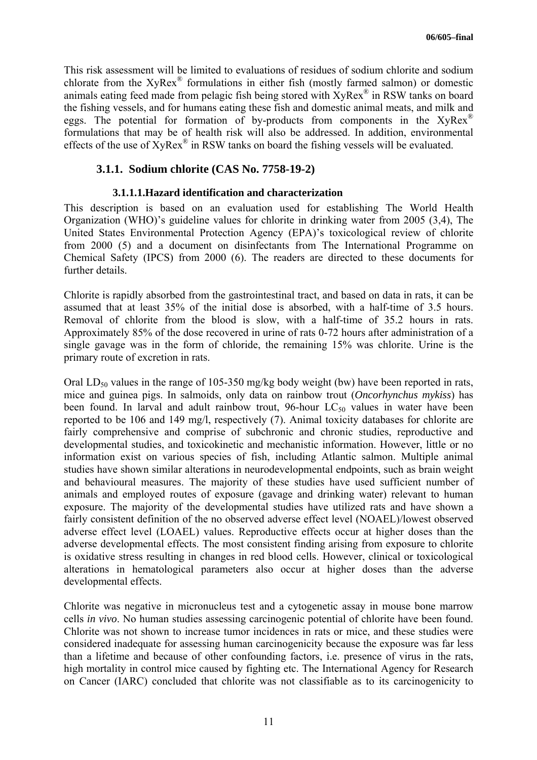This risk assessment will be limited to evaluations of residues of sodium chlorite and sodium chlorate from the XyRex® formulations in either fish (mostly farmed salmon) or domestic animals eating feed made from pelagic fish being stored with XyRex® in RSW tanks on board the fishing vessels, and for humans eating these fish and domestic animal meats, and milk and eggs. The potential for formation of by-products from components in the XyRex® formulations that may be of health risk will also be addressed. In addition, environmental effects of the use of XyRex® in RSW tanks on board the fishing vessels will be evaluated.

### 3.1.1. Sodium chlorite (CAS No. 7758-19-2)

#### 3.1.1.1. Hazard identification and characterization

This description is based on an evaluation used for establishing The World Health Organization (WHO)'s guideline values for chlorite in drinking water from 2005 (3,4), The United States Environmental Protection Agency (EPA)'s toxicological review of chlorite from 2000 (5) and a document on disinfectants from The International Programme on Chemical Safety (IPCS) from 2000 (6). The readers are directed to these documents for further details.

Chlorite is rapidly absorbed from the gastrointestinal tract, and based on data in rats, it can be assumed that at least 35% of the initial dose is absorbed, with a half-time of 3.5 hours. Removal of chlorite from the blood is slow, with a half-time of 35.2 hours in rats. Approximately 85% of the dose recovered in urine of rats 0-72 hours after administration of a single gavage was in the form of chloride, the remaining 15% was chlorite. Urine is the primary route of excretion in rats.

Oral $LD_{50}$ values in the range of 105-350 mg/kg body weight (bw) have been reported in rats, mice and guinea pigs. In salmoids, only data on rainbow trout (*Oncorhynchus mykiss*) has been found. In larval and adult rainbow trout, 96-hour $LC_{50}$ values in water have been reported to be 106 and 149 mg/l, respectively (7). Animal toxicity databases for chlorite are fairly comprehensive and comprise of subchronic and chronic studies, reproductive and developmental studies, and toxicokinetic and mechanistic information. However, little or no information exist on various species of fish, including Atlantic salmon. Multiple animal studies have shown similar alterations in neurodevelopmental endpoints, such as brain weight and behavioural measures. The majority of these studies have used sufficient number of animals and employed routes of exposure (gavage and drinking water) relevant to human exposure. The majority of the developmental studies have utilized rats and have shown a fairly consistent definition of the no observed adverse effect level (NOAEL)/lowest observed adverse effect level (LOAEL) values. Reproductive effects occur at higher doses than the adverse developmental effects. The most consistent finding arising from exposure to chlorite is oxidative stress resulting in changes in red blood cells. However, clinical or toxicological alterations in hematological parameters also occur at higher doses than the adverse developmental effects.

Chlorite was negative in micronucleus test and a cytogenetic assay in mouse bone marrow cells *in vivo*. No human studies assessing carcinogenic potential of chlorite have been found. Chlorite was not shown to increase tumor incidences in rats or mice, and these studies were considered inadequate for assessing human carcinogenicity because the exposure was far less than a lifetime and because of other confounding factors, i.e. presence of virus in the rats, high mortality in control mice caused by fighting etc. The International Agency for Research on Cancer (IARC) concluded that chlorite was not classifiable as to its carcinogenicity to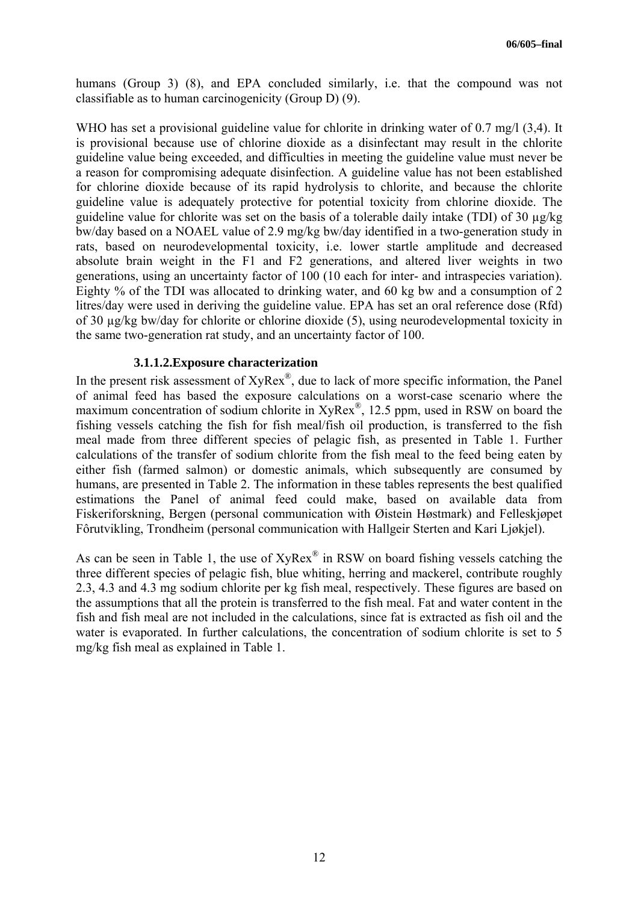humans (Group 3) (8), and EPA concluded similarly, i.e. that the compound was not classifiable as to human carcinogenicity (Group D) (9).

WHO has set a provisional guideline value for chlorite in drinking water of 0.7 mg/l (3,4). It is provisional because use of chlorine dioxide as a disinfectant may result in the chlorite guideline value being exceeded, and difficulties in meeting the guideline value must never be a reason for compromising adequate disinfection. A guideline value has not been established for chlorine dioxide because of its rapid hydrolysis to chlorite, and because the chlorite guideline value is adequately protective for potential toxicity from chlorine dioxide. The guideline value for chlorite was set on the basis of a tolerable daily intake (TDI) of 30 µg/kg bw/day based on a NOAEL value of 2.9 mg/kg bw/day identified in a two-generation study in rats, based on neurodevelopmental toxicity, i.e. lower startle amplitude and decreased absolute brain weight in the F1 and F2 generations, and altered liver weights in two generations, using an uncertainty factor of 100 (10 each for inter- and intraspecies variation). Eighty % of the TDI was allocated to drinking water, and 60 kg bw and a consumption of 2 litres/day were used in deriving the guideline value. EPA has set an oral reference dose (Rfd) of 30 µg/kg bw/day for chlorite or chlorine dioxide (5), using neurodevelopmental toxicity in the same two-generation rat study, and an uncertainty factor of 100.

#### 3.1.1.2.Exposure characterization

In the present risk assessment of XyRex®, due to lack of more specific information, the Panel of animal feed has based the exposure calculations on a worst-case scenario where the maximum concentration of sodium chlorite in XyRex®, 12.5 ppm, used in RSW on board the fishing vessels catching the fish for fish meal/fish oil production, is transferred to the fish meal made from three different species of pelagic fish, as presented in Table 1. Further calculations of the transfer of sodium chlorite from the fish meal to the feed being eaten by either fish (farmed salmon) or domestic animals, which subsequently are consumed by humans, are presented in Table 2. The information in these tables represents the best qualified estimations the Panel of animal feed could make, based on available data from Fiskeriforskning, Bergen (personal communication with Øistein Høstmark) and Felleskjøpet Fôrutvikling, Trondheim (personal communication with Hallgeir Sterten and Kari Ljøkjel).

As can be seen in Table 1, the use of XyRex® in RSW on board fishing vessels catching the three different species of pelagic fish, blue whiting, herring and mackerel, contribute roughly 2.3, 4.3 and 4.3 mg sodium chlorite per kg fish meal, respectively. These figures are based on the assumptions that all the protein is transferred to the fish meal. Fat and water content in the fish and fish meal are not included in the calculations, since fat is extracted as fish oil and the water is evaporated. In further calculations, the concentration of sodium chlorite is set to 5 mg/kg fish meal as explained in Table 1.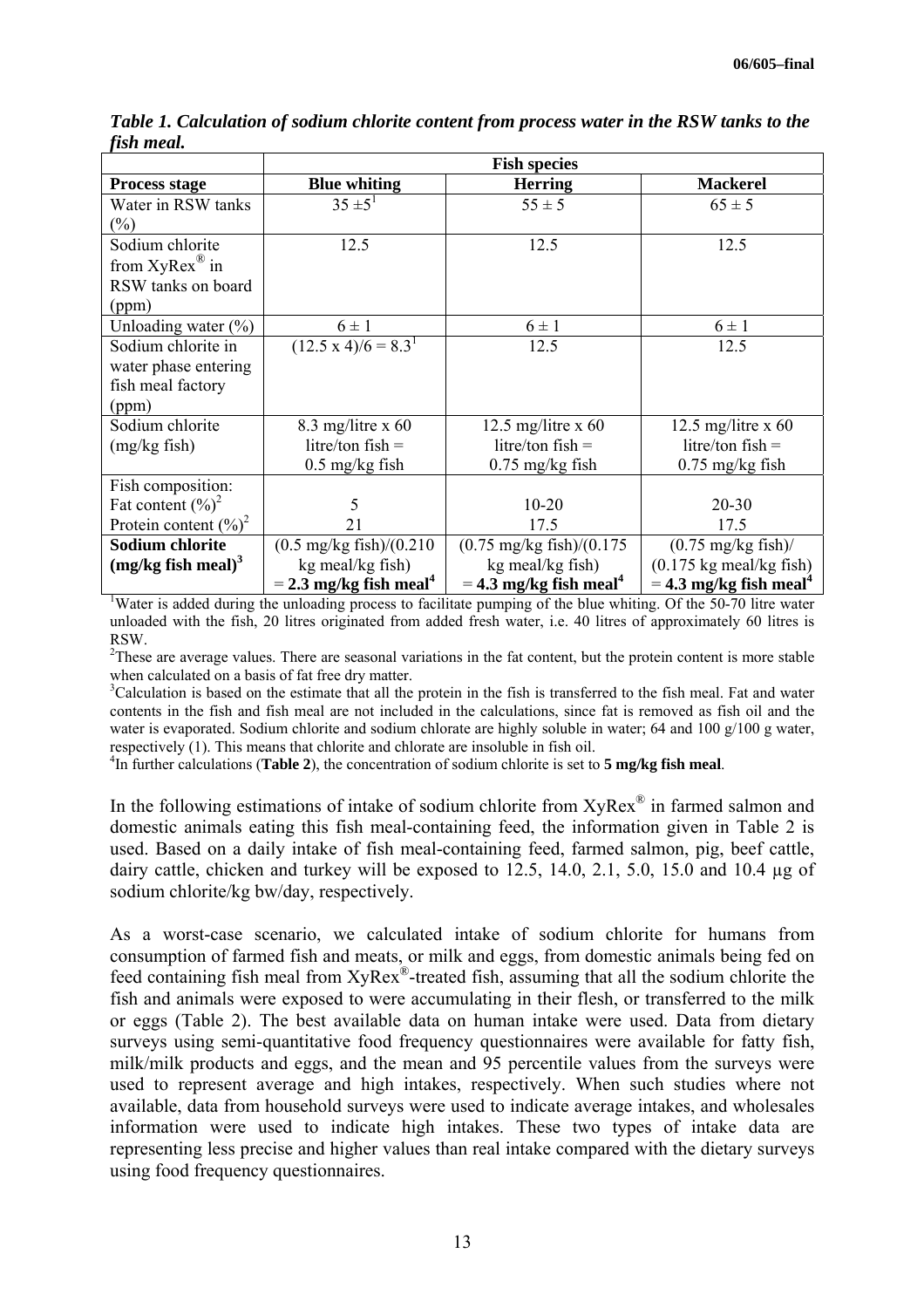*Table 1. Calculation of sodium chlorite content from process water in the RSW tanks to the fish meal.*

| | Fish species | | |
|---|---|---|---|
| **Process stage** | **Blue whiting** | **Herring** | **Mackerel** |
| Water in RSW tanks (%) | 35 ±5[1] | 55 ± 5 | 65 ± 5 |
| Sodium chlorite from XyRex® in RSW tanks on board (ppm) | 12.5 | 12.5 | 12.5 |
| Unloading water (%) | 6 ± 1 | 6 ± 1 | 6 ± 1 |
| Sodium chlorite in water phase entering fish meal factory (ppm) | (12.5 x 4)/6 = 8.3[1] | 12.5 | 12.5 |
| Sodium chlorite (mg/kg fish) | 8.3 mg/litre x 60 litre/ton fish = 0.5 mg/kg fish | 12.5 mg/litre x 60 litre/ton fish = 0.75 mg/kg fish | 12.5 mg/litre x 60 litre/ton fish = 0.75 mg/kg fish |
| Fish composition: | | | |
| Fat content (%)[2] | 5 | 10-20 | 20-30 |
| Protein content (%)[2] | 21 | 17.5 | 17.5 |
| **Sodium chlorite (mg/kg fish meal)[3]** | (0.5 mg/kg fish)/(0.210 kg meal/kg fish) **= 2.3 mg/kg fish meal[4]** | (0.75 mg/kg fish)/(0.175 kg meal/kg fish) **= 4.3 mg/kg fish meal[4]** | (0.75 mg/kg fish)/ (0.175 kg meal/kg fish) **= 4.3 mg/kg fish meal[4]** |

[1]Water is added during the unloading process to facilitate pumping of the blue whiting. Of the 50-70 litre water unloaded with the fish, 20 litres originated from added fresh water, i.e. 40 litres of approximately 60 litres is RSW.

[2]These are average values. There are seasonal variations in the fat content, but the protein content is more stable when calculated on a basis of fat free dry matter.

[3]Calculation is based on the estimate that all the protein in the fish is transferred to the fish meal. Fat and water contents in the fish and fish meal are not included in the calculations, since fat is removed as fish oil and the water is evaporated. Sodium chlorite and sodium chlorate are highly soluble in water; 64 and 100 g/100 g water, respectively (1). This means that chlorite and chlorate are insoluble in fish oil.

[4]In further calculations (**Table 2**), the concentration of sodium chlorite is set to **5 mg/kg fish meal**.

In the following estimations of intake of sodium chlorite from XyRex® in farmed salmon and domestic animals eating this fish meal-containing feed, the information given in Table 2 is used. Based on a daily intake of fish meal-containing feed, farmed salmon, pig, beef cattle, dairy cattle, chicken and turkey will be exposed to 12.5, 14.0, 2.1, 5.0, 15.0 and 10.4 µg of sodium chlorite/kg bw/day, respectively.

As a worst-case scenario, we calculated intake of sodium chlorite for humans from consumption of farmed fish and meats, or milk and eggs, from domestic animals being fed on feed containing fish meal from XyRex®-treated fish, assuming that all the sodium chlorite the fish and animals were exposed to were accumulating in their flesh, or transferred to the milk or eggs (Table 2). The best available data on human intake were used. Data from dietary surveys using semi-quantitative food frequency questionnaires were available for fatty fish, milk/milk products and eggs, and the mean and 95 percentile values from the surveys were used to represent average and high intakes, respectively. When such studies where not available, data from household surveys were used to indicate average intakes, and wholesales information were used to indicate high intakes. These two types of intake data are representing less precise and higher values than real intake compared with the dietary surveys using food frequency questionnaires.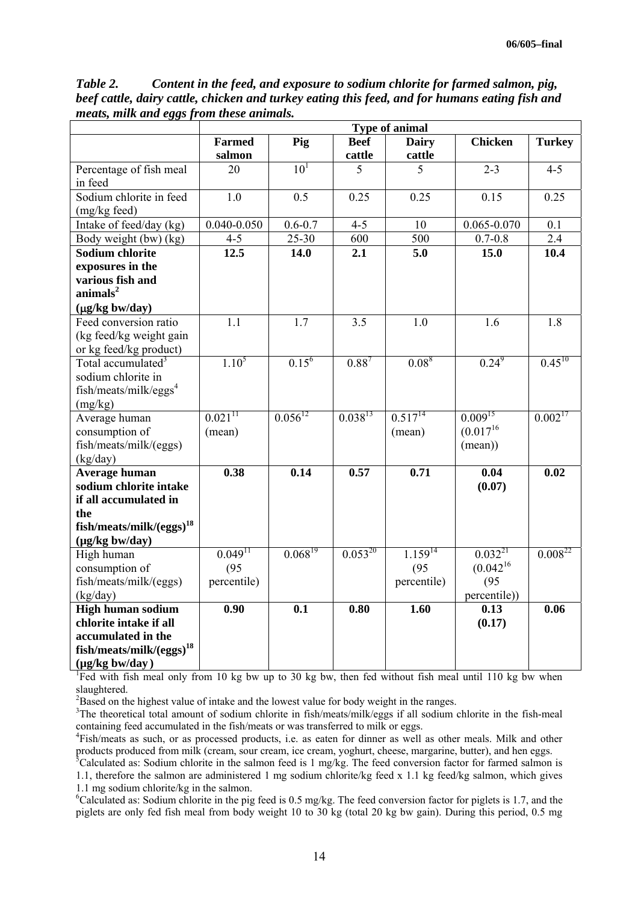*Table 2. Content in the feed, and exposure to sodium chlorite for farmed salmon, pig, beef cattle, dairy cattle, chicken and turkey eating this feed, and for humans eating fish and meats, milk and eggs from these animals.*

| | Type of animal | | | | | |
|---|---|---|---|---|---|---|
| | **Farmed salmon** | **Pig** | **Beef cattle** | **Dairy cattle** | **Chicken** | **Turkey** |
| Percentage of fish meal in feed | 20 | 10[1] | 5 | 5 | 2-3 | 4-5 |
| Sodium chlorite in feed (mg/kg feed) | 1.0 | 0.5 | 0.25 | 0.25 | 0.15 | 0.25 |
| Intake of feed/day (kg) | 0.040-0.050 | 0.6-0.7 | 4-5 | 10 | 0.065-0.070 | 0.1 |
| Body weight (bw) (kg) | 4-5 | 25-30 | 600 | 500 | 0.7-0.8 | 2.4 |
| **Sodium chlorite exposures in the various fish and animals[2] (μg/kg bw/day)** | **12.5** | **14.0** | **2.1** | **5.0** | **15.0** | **10.4** |
| Feed conversion ratio (kg feed/kg weight gain or kg feed/kg product) | 1.1 | 1.7 | 3.5 | 1.0 | 1.6 | 1.8 |
| Total accumulated[3] sodium chlorite in fish/meats/milk/eggs[4] (mg/kg) | 1.10[5] | 0.15[6] | 0.88[7] | 0.08[8] | 0.24[9] | 0.45[10] |
| Average human consumption of fish/meats/milk/(eggs) (kg/day) | 0.021[11] (mean) | 0.056[12] | 0.038[13] | 0.517[14] (mean) | 0.009[15] (0.017[16] (mean)) | 0.002[17] |
| **Average human sodium chlorite intake if all accumulated in the fish/meats/milk/(eggs)[18] (μg/kg bw/day)** | **0.38** | **0.14** | **0.57** | **0.71** | **0.04 (0.07)** | **0.02** |
| High human consumption of fish/meats/milk/(eggs) (kg/day) | 0.049[11] (95 percentile) | 0.068[19] | 0.053[20] | 1.159[14] (95 percentile) | 0.032[21] (0.042[16] (95 percentile)) | 0.008[22] |
| **High human sodium chlorite intake if all accumulated in the fish/meats/milk/(eggs)[18] (μg/kg bw/day)** | **0.90** | **0.1** | **0.80** | **1.60** | **0.13 (0.17)** | **0.06** |

[1]Fed with fish meal only from 10 kg bw up to 30 kg bw, then fed without fish meal until 110 kg bw when slaughtered.

[2]Based on the highest value of intake and the lowest value for body weight in the ranges.

[3]The theoretical total amount of sodium chlorite in fish/meats/milk/eggs if all sodium chlorite in the fish-meal containing feed accumulated in the fish/meats or was transferred to milk or eggs.

[4]Fish/meats as such, or as processed products, i.e. as eaten for dinner as well as other meals. Milk and other products produced from milk (cream, sour cream, ice cream, yoghurt, cheese, margarine, butter), and hen eggs.

[5]Calculated as: Sodium chlorite in the salmon feed is 1 mg/kg. The feed conversion factor for farmed salmon is 1.1, therefore the salmon are administered 1 mg sodium chlorite/kg feed x 1.1 kg feed/kg salmon, which gives 1.1 mg sodium chlorite/kg in the salmon.

[6]Calculated as: Sodium chlorite in the pig feed is 0.5 mg/kg. The feed conversion factor for piglets is 1.7, and the piglets are only fed fish meal from body weight 10 to 30 kg (total 20 kg bw gain). During this period, 0.5 mg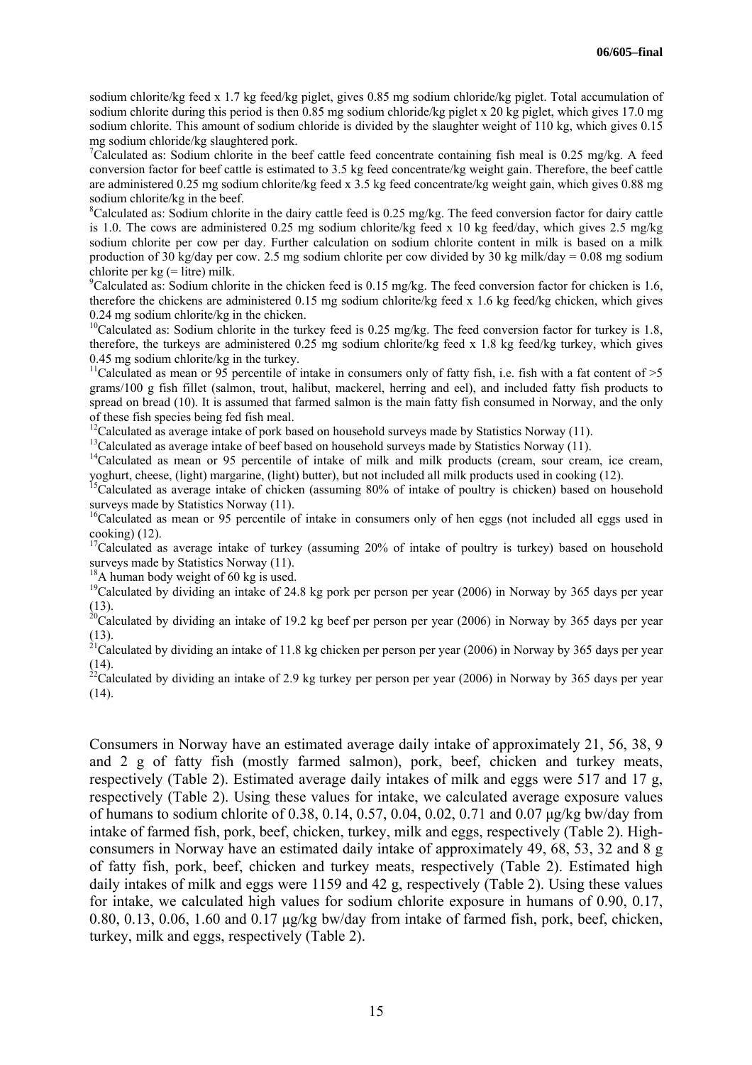sodium chlorite/kg feed x 1.7 kg feed/kg piglet, gives 0.85 mg sodium chloride/kg piglet. Total accumulation of sodium chlorite during this period is then 0.85 mg sodium chloride/kg piglet x 20 kg piglet, which gives 17.0 mg sodium chlorite. This amount of sodium chloride is divided by the slaughter weight of 110 kg, which gives 0.15 mg sodium chloride/kg slaughtered pork.

[7]Calculated as: Sodium chlorite in the beef cattle feed concentrate containing fish meal is 0.25 mg/kg. A feed conversion factor for beef cattle is estimated to 3.5 kg feed concentrate/kg weight gain. Therefore, the beef cattle are administered 0.25 mg sodium chlorite/kg feed x 3.5 kg feed concentrate/kg weight gain, which gives 0.88 mg sodium chlorite/kg in the beef.

[8]Calculated as: Sodium chlorite in the dairy cattle feed is 0.25 mg/kg. The feed conversion factor for dairy cattle is 1.0. The cows are administered 0.25 mg sodium chlorite/kg feed x 10 kg feed/day, which gives 2.5 mg/kg sodium chlorite per cow per day. Further calculation on sodium chlorite content in milk is based on a milk production of 30 kg/day per cow. 2.5 mg sodium chlorite per cow divided by 30 kg milk/day = 0.08 mg sodium chlorite per kg (= litre) milk.

[9]Calculated as: Sodium chlorite in the chicken feed is 0.15 mg/kg. The feed conversion factor for chicken is 1.6, therefore the chickens are administered 0.15 mg sodium chlorite/kg feed x 1.6 kg feed/kg chicken, which gives 0.24 mg sodium chlorite/kg in the chicken.

[10]Calculated as: Sodium chlorite in the turkey feed is 0.25 mg/kg. The feed conversion factor for turkey is 1.8, therefore, the turkeys are administered 0.25 mg sodium chlorite/kg feed x 1.8 kg feed/kg turkey, which gives 0.45 mg sodium chlorite/kg in the turkey.

[11]Calculated as mean or 95 percentile of intake in consumers only of fatty fish, i.e. fish with a fat content of >5 grams/100 g fish fillet (salmon, trout, halibut, mackerel, herring and eel), and included fatty fish products to spread on bread (10). It is assumed that farmed salmon is the main fatty fish consumed in Norway, and the only of these fish species being fed fish meal.

[12]Calculated as average intake of pork based on household surveys made by Statistics Norway (11).

[13]Calculated as average intake of beef based on household surveys made by Statistics Norway (11).

[14]Calculated as mean or 95 percentile of intake of milk and milk products (cream, sour cream, ice cream, yoghurt, cheese, (light) margarine, (light) butter), but not included all milk products used in cooking (12).

[15]Calculated as average intake of chicken (assuming 80% of intake of poultry is chicken) based on household surveys made by Statistics Norway (11).

[16]Calculated as mean or 95 percentile of intake in consumers only of hen eggs (not included all eggs used in cooking) (12).

[17]Calculated as average intake of turkey (assuming 20% of intake of poultry is turkey) based on household surveys made by Statistics Norway (11).

[18]A human body weight of 60 kg is used.

[19]Calculated by dividing an intake of 24.8 kg pork per person per year (2006) in Norway by 365 days per year (13).

[20]Calculated by dividing an intake of 19.2 kg beef per person per year (2006) in Norway by 365 days per year (13).

[21]Calculated by dividing an intake of 11.8 kg chicken per person per year (2006) in Norway by 365 days per year (14).

[22]Calculated by dividing an intake of 2.9 kg turkey per person per year (2006) in Norway by 365 days per year (14).

Consumers in Norway have an estimated average daily intake of approximately 21, 56, 38, 9 and 2 g of fatty fish (mostly farmed salmon), pork, beef, chicken and turkey meats, respectively (Table 2). Estimated average daily intakes of milk and eggs were 517 and 17 g, respectively (Table 2). Using these values for intake, we calculated average exposure values of humans to sodium chlorite of 0.38, 0.14, 0.57, 0.04, 0.02, 0.71 and 0.07 μg/kg bw/day from intake of farmed fish, pork, beef, chicken, turkey, milk and eggs, respectively (Table 2). High-consumers in Norway have an estimated daily intake of approximately 49, 68, 53, 32 and 8 g of fatty fish, pork, beef, chicken and turkey meats, respectively (Table 2). Estimated high daily intakes of milk and eggs were 1159 and 42 g, respectively (Table 2). Using these values for intake, we calculated high values for sodium chlorite exposure in humans of 0.90, 0.17, 0.80, 0.13, 0.06, 1.60 and 0.17 μg/kg bw/day from intake of farmed fish, pork, beef, chicken, turkey, milk and eggs, respectively (Table 2).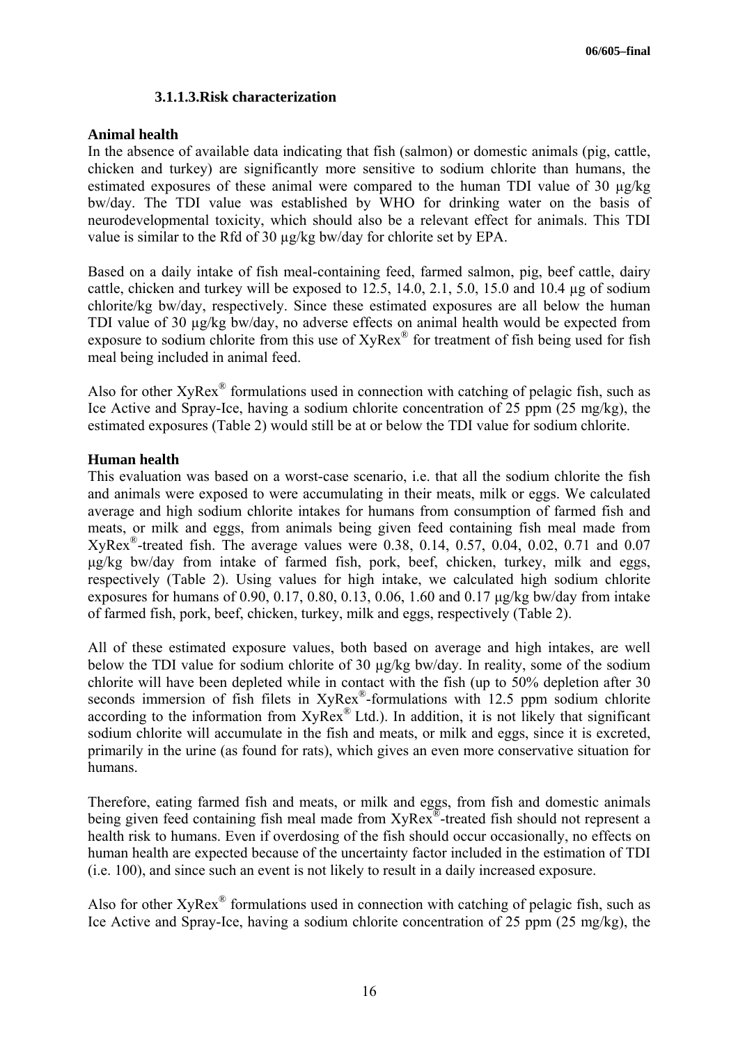### 3.1.1.3. Risk characterization

**Animal health**

In the absence of available data indicating that fish (salmon) or domestic animals (pig, cattle, chicken and turkey) are significantly more sensitive to sodium chlorite than humans, the estimated exposures of these animal were compared to the human TDI value of 30 µg/kg bw/day. The TDI value was established by WHO for drinking water on the basis of neurodevelopmental toxicity, which should also be a relevant effect for animals. This TDI value is similar to the Rfd of 30 µg/kg bw/day for chlorite set by EPA.

Based on a daily intake of fish meal-containing feed, farmed salmon, pig, beef cattle, dairy cattle, chicken and turkey will be exposed to 12.5, 14.0, 2.1, 5.0, 15.0 and 10.4 µg of sodium chlorite/kg bw/day, respectively. Since these estimated exposures are all below the human TDI value of 30 µg/kg bw/day, no adverse effects on animal health would be expected from exposure to sodium chlorite from this use of XyRex® for treatment of fish being used for fish meal being included in animal feed.

Also for other XyRex® formulations used in connection with catching of pelagic fish, such as Ice Active and Spray-Ice, having a sodium chlorite concentration of 25 ppm (25 mg/kg), the estimated exposures (Table 2) would still be at or below the TDI value for sodium chlorite.

**Human health**

This evaluation was based on a worst-case scenario, i.e. that all the sodium chlorite the fish and animals were exposed to were accumulating in their meats, milk or eggs. We calculated average and high sodium chlorite intakes for humans from consumption of farmed fish and meats, or milk and eggs, from animals being given feed containing fish meal made from XyRex®-treated fish. The average values were 0.38, 0.14, 0.57, 0.04, 0.02, 0.71 and 0.07 µg/kg bw/day from intake of farmed fish, pork, beef, chicken, turkey, milk and eggs, respectively (Table 2). Using values for high intake, we calculated high sodium chlorite exposures for humans of 0.90, 0.17, 0.80, 0.13, 0.06, 1.60 and 0.17 µg/kg bw/day from intake of farmed fish, pork, beef, chicken, turkey, milk and eggs, respectively (Table 2).

All of these estimated exposure values, both based on average and high intakes, are well below the TDI value for sodium chlorite of 30 µg/kg bw/day. In reality, some of the sodium chlorite will have been depleted while in contact with the fish (up to 50% depletion after 30 seconds immersion of fish filets in XyRex®-formulations with 12.5 ppm sodium chlorite according to the information from XyRex® Ltd.). In addition, it is not likely that significant sodium chlorite will accumulate in the fish and meats, or milk and eggs, since it is excreted, primarily in the urine (as found for rats), which gives an even more conservative situation for humans.

Therefore, eating farmed fish and meats, or milk and eggs, from fish and domestic animals being given feed containing fish meal made from XyRex®-treated fish should not represent a health risk to humans. Even if overdosing of the fish should occur occasionally, no effects on human health are expected because of the uncertainty factor included in the estimation of TDI (i.e. 100), and since such an event is not likely to result in a daily increased exposure.

Also for other XyRex® formulations used in connection with catching of pelagic fish, such as Ice Active and Spray-Ice, having a sodium chlorite concentration of 25 ppm (25 mg/kg), the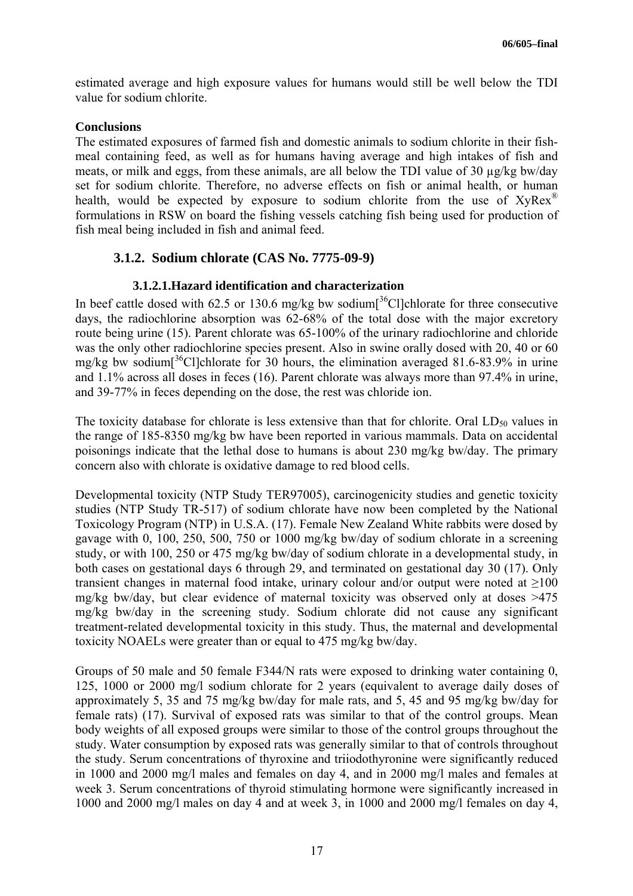estimated average and high exposure values for humans would still be well below the TDI value for sodium chlorite.

**Conclusions**

The estimated exposures of farmed fish and domestic animals to sodium chlorite in their fish-meal containing feed, as well as for humans having average and high intakes of fish and meats, or milk and eggs, from these animals, are all below the TDI value of 30 µg/kg bw/day set for sodium chlorite. Therefore, no adverse effects on fish or animal health, or human health, would be expected by exposure to sodium chlorite from the use of XyRex® formulations in RSW on board the fishing vessels catching fish being used for production of fish meal being included in fish and animal feed.

### 3.1.2. Sodium chlorate (CAS No. 7775-09-9)

#### 3.1.2.1. Hazard identification and characterization

In beef cattle dosed with 62.5 or 130.6 mg/kg bw sodium[$^{36}$Cl]chlorate for three consecutive days, the radiochlorine absorption was 62-68% of the total dose with the major excretory route being urine (15). Parent chlorate was 65-100% of the urinary radiochlorine and chloride was the only other radiochlorine species present. Also in swine orally dosed with 20, 40 or 60 mg/kg bw sodium[$^{36}$Cl]chlorate for 30 hours, the elimination averaged 81.6-83.9% in urine and 1.1% across all doses in feces (16). Parent chlorate was always more than 97.4% in urine, and 39-77% in feces depending on the dose, the rest was chloride ion.

The toxicity database for chlorate is less extensive than that for chlorite. Oral $LD_{50}$ values in the range of 185-8350 mg/kg bw have been reported in various mammals. Data on accidental poisonings indicate that the lethal dose to humans is about 230 mg/kg bw/day. The primary concern also with chlorate is oxidative damage to red blood cells.

Developmental toxicity (NTP Study TER97005), carcinogenicity studies and genetic toxicity studies (NTP Study TR-517) of sodium chlorate have now been completed by the National Toxicology Program (NTP) in U.S.A. (17). Female New Zealand White rabbits were dosed by gavage with 0, 100, 250, 500, 750 or 1000 mg/kg bw/day of sodium chlorate in a screening study, or with 100, 250 or 475 mg/kg bw/day of sodium chlorate in a developmental study, in both cases on gestational days 6 through 29, and terminated on gestational day 30 (17). Only transient changes in maternal food intake, urinary colour and/or output were noted at ≥100 mg/kg bw/day, but clear evidence of maternal toxicity was observed only at doses >475 mg/kg bw/day in the screening study. Sodium chlorate did not cause any significant treatment-related developmental toxicity in this study. Thus, the maternal and developmental toxicity NOAELs were greater than or equal to 475 mg/kg bw/day.

Groups of 50 male and 50 female F344/N rats were exposed to drinking water containing 0, 125, 1000 or 2000 mg/l sodium chlorate for 2 years (equivalent to average daily doses of approximately 5, 35 and 75 mg/kg bw/day for male rats, and 5, 45 and 95 mg/kg bw/day for female rats) (17). Survival of exposed rats was similar to that of the control groups. Mean body weights of all exposed groups were similar to those of the control groups throughout the study. Water consumption by exposed rats was generally similar to that of controls throughout the study. Serum concentrations of thyroxine and triiodothyronine were significantly reduced in 1000 and 2000 mg/l males and females on day 4, and in 2000 mg/l males and females at week 3. Serum concentrations of thyroid stimulating hormone were significantly increased in 1000 and 2000 mg/l males on day 4 and at week 3, in 1000 and 2000 mg/l females on day 4,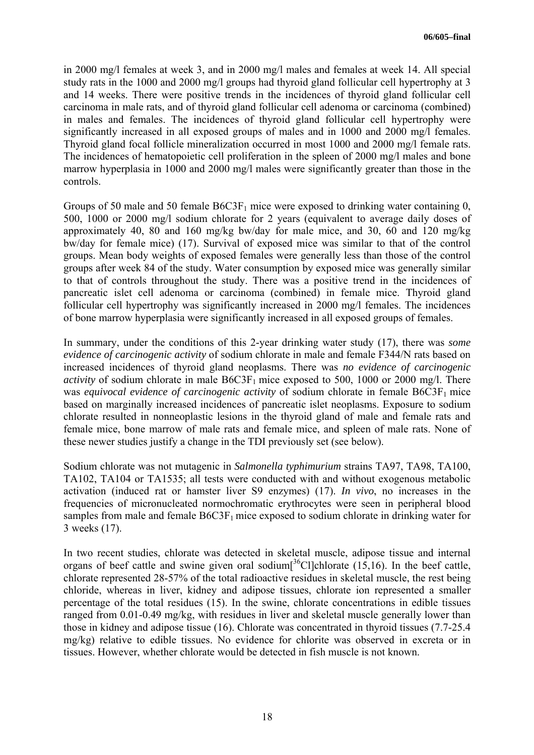in 2000 mg/l females at week 3, and in 2000 mg/l males and females at week 14. All special study rats in the 1000 and 2000 mg/l groups had thyroid gland follicular cell hypertrophy at 3 and 14 weeks. There were positive trends in the incidences of thyroid gland follicular cell carcinoma in male rats, and of thyroid gland follicular cell adenoma or carcinoma (combined) in males and females. The incidences of thyroid gland follicular cell hypertrophy were significantly increased in all exposed groups of males and in 1000 and 2000 mg/l females. Thyroid gland focal follicle mineralization occurred in most 1000 and 2000 mg/l female rats. The incidences of hematopoietic cell proliferation in the spleen of 2000 mg/l males and bone marrow hyperplasia in 1000 and 2000 mg/l males were significantly greater than those in the controls.

Groups of 50 male and 50 female $B6C3F_1$ mice were exposed to drinking water containing 0, 500, 1000 or 2000 mg/l sodium chlorate for 2 years (equivalent to average daily doses of approximately 40, 80 and 160 mg/kg bw/day for male mice, and 30, 60 and 120 mg/kg bw/day for female mice) (17). Survival of exposed mice was similar to that of the control groups. Mean body weights of exposed females were generally less than those of the control groups after week 84 of the study. Water consumption by exposed mice was generally similar to that of controls throughout the study. There was a positive trend in the incidences of pancreatic islet cell adenoma or carcinoma (combined) in female mice. Thyroid gland follicular cell hypertrophy was significantly increased in 2000 mg/l females. The incidences of bone marrow hyperplasia were significantly increased in all exposed groups of females.

In summary, under the conditions of this 2-year drinking water study (17), there was *some evidence of carcinogenic activity* of sodium chlorate in male and female F344/N rats based on increased incidences of thyroid gland neoplasms. There was *no evidence of carcinogenic activity* of sodium chlorate in male $B6C3F_1$ mice exposed to 500, 1000 or 2000 mg/l. There was *equivocal evidence of carcinogenic activity* of sodium chlorate in female $B6C3F_1$ mice based on marginally increased incidences of pancreatic islet neoplasms. Exposure to sodium chlorate resulted in nonneoplastic lesions in the thyroid gland of male and female rats and female mice, bone marrow of male rats and female mice, and spleen of male rats. None of these newer studies justify a change in the TDI previously set (see below).

Sodium chlorate was not mutagenic in *Salmonella typhimurium* strains TA97, TA98, TA100, TA102, TA104 or TA1535; all tests were conducted with and without exogenous metabolic activation (induced rat or hamster liver S9 enzymes) (17). *In vivo*, no increases in the frequencies of micronucleated normochromatic erythrocytes were seen in peripheral blood samples from male and female $B6C3F_1$ mice exposed to sodium chlorate in drinking water for 3 weeks (17).

In two recent studies, chlorate was detected in skeletal muscle, adipose tissue and internal organs of beef cattle and swine given oral sodium[$^{36}$Cl]chlorate (15,16). In the beef cattle, chlorate represented 28-57% of the total radioactive residues in skeletal muscle, the rest being chloride, whereas in liver, kidney and adipose tissues, chlorate ion represented a smaller percentage of the total residues (15). In the swine, chlorate concentrations in edible tissues ranged from 0.01-0.49 mg/kg, with residues in liver and skeletal muscle generally lower than those in kidney and adipose tissue (16). Chlorate was concentrated in thyroid tissues (7.7-25.4 mg/kg) relative to edible tissues. No evidence for chlorite was observed in excreta or in tissues. However, whether chlorate would be detected in fish muscle is not known.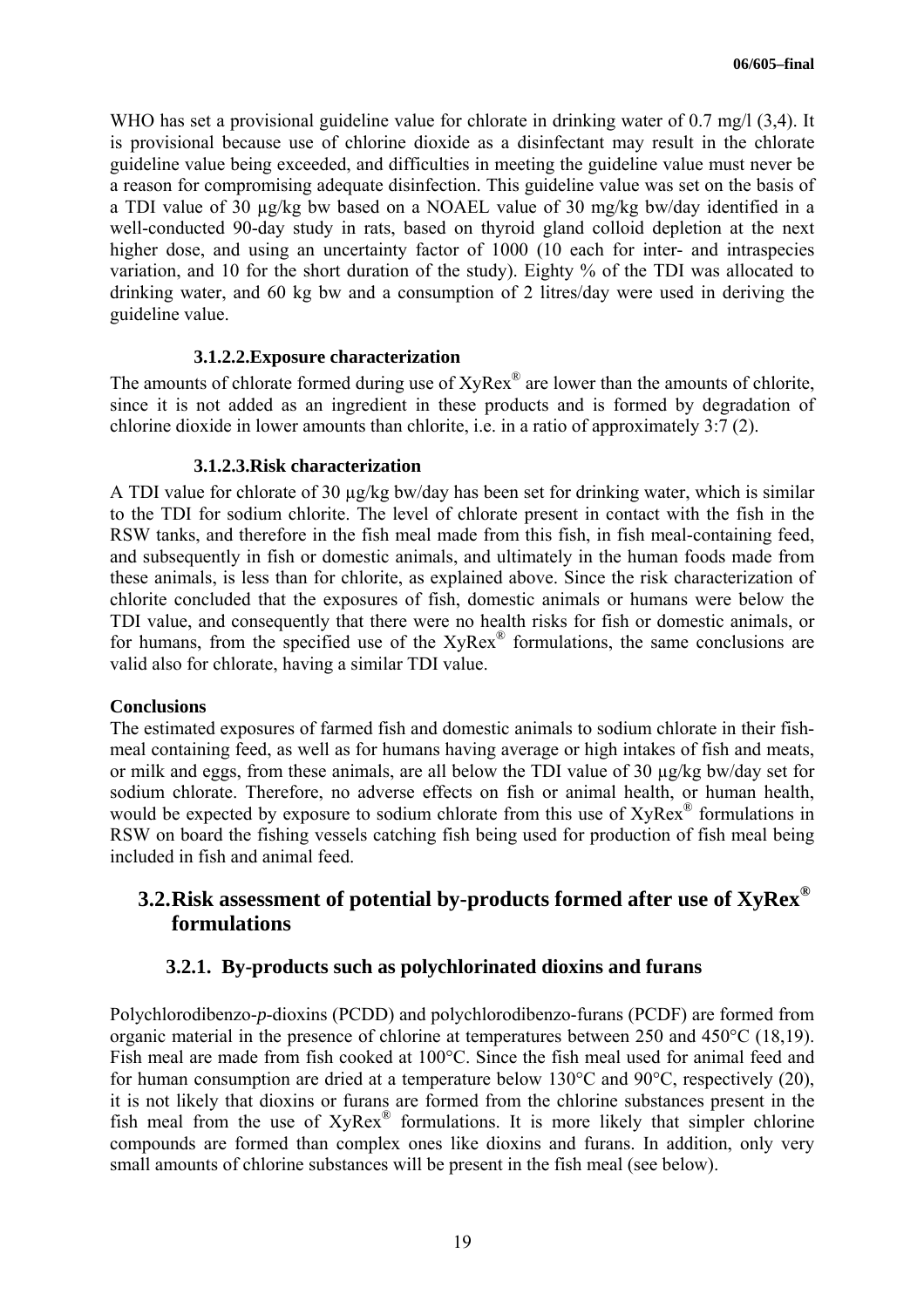WHO has set a provisional guideline value for chlorate in drinking water of 0.7 mg/l (3,4). It is provisional because use of chlorine dioxide as a disinfectant may result in the chlorate guideline value being exceeded, and difficulties in meeting the guideline value must never be a reason for compromising adequate disinfection. This guideline value was set on the basis of a TDI value of 30 µg/kg bw based on a NOAEL value of 30 mg/kg bw/day identified in a well-conducted 90-day study in rats, based on thyroid gland colloid depletion at the next higher dose, and using an uncertainty factor of 1000 (10 each for inter- and intraspecies variation, and 10 for the short duration of the study). Eighty % of the TDI was allocated to drinking water, and 60 kg bw and a consumption of 2 litres/day were used in deriving the guideline value.

#### 3.1.2.2.Exposure characterization

The amounts of chlorate formed during use of XyRex® are lower than the amounts of chlorite, since it is not added as an ingredient in these products and is formed by degradation of chlorine dioxide in lower amounts than chlorite, i.e. in a ratio of approximately 3:7 (2).

#### 3.1.2.3.Risk characterization

A TDI value for chlorate of 30 µg/kg bw/day has been set for drinking water, which is similar to the TDI for sodium chlorite. The level of chlorate present in contact with the fish in the RSW tanks, and therefore in the fish meal made from this fish, in fish meal-containing feed, and subsequently in fish or domestic animals, and ultimately in the human foods made from these animals, is less than for chlorite, as explained above. Since the risk characterization of chlorite concluded that the exposures of fish, domestic animals or humans were below the TDI value, and consequently that there were no health risks for fish or domestic animals, or for humans, from the specified use of the XyRex® formulations, the same conclusions are valid also for chlorate, having a similar TDI value.

**Conclusions**

The estimated exposures of farmed fish and domestic animals to sodium chlorate in their fish-meal containing feed, as well as for humans having average or high intakes of fish and meats, or milk and eggs, from these animals, are all below the TDI value of 30 µg/kg bw/day set for sodium chlorate. Therefore, no adverse effects on fish or animal health, or human health, would be expected by exposure to sodium chlorate from this use of XyRex® formulations in RSW on board the fishing vessels catching fish being used for production of fish meal being included in fish and animal feed.

## 3.2.Risk assessment of potential by-products formed after use of XyRex® formulations

### 3.2.1. By-products such as polychlorinated dioxins and furans

Polychlorodibenzo-*p*-dioxins (PCDD) and polychlorodibenzo-furans (PCDF) are formed from organic material in the presence of chlorine at temperatures between 250 and 450°C (18,19). Fish meal are made from fish cooked at 100°C. Since the fish meal used for animal feed and for human consumption are dried at a temperature below 130°C and 90°C, respectively (20), it is not likely that dioxins or furans are formed from the chlorine substances present in the fish meal from the use of XyRex® formulations. It is more likely that simpler chlorine compounds are formed than complex ones like dioxins and furans. In addition, only very small amounts of chlorine substances will be present in the fish meal (see below).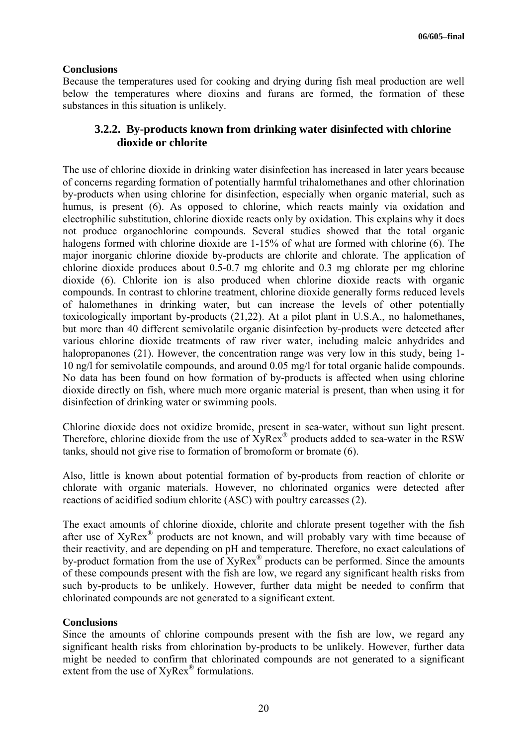**Conclusions**

Because the temperatures used for cooking and drying during fish meal production are well below the temperatures where dioxins and furans are formed, the formation of these substances in this situation is unlikely.

### 3.2.2. By-products known from drinking water disinfected with chlorine dioxide or chlorite

The use of chlorine dioxide in drinking water disinfection has increased in later years because of concerns regarding formation of potentially harmful trihalomethanes and other chlorination by-products when using chlorine for disinfection, especially when organic material, such as humus, is present (6). As opposed to chlorine, which reacts mainly via oxidation and electrophilic substitution, chlorine dioxide reacts only by oxidation. This explains why it does not produce organochlorine compounds. Several studies showed that the total organic halogens formed with chlorine dioxide are 1-15% of what are formed with chlorine (6). The major inorganic chlorine dioxide by-products are chlorite and chlorate. The application of chlorine dioxide produces about 0.5-0.7 mg chlorite and 0.3 mg chlorate per mg chlorine dioxide (6). Chlorite ion is also produced when chlorine dioxide reacts with organic compounds. In contrast to chlorine treatment, chlorine dioxide generally forms reduced levels of halomethanes in drinking water, but can increase the levels of other potentially toxicologically important by-products (21,22). At a pilot plant in U.S.A., no halomethanes, but more than 40 different semivolatile organic disinfection by-products were detected after various chlorine dioxide treatments of raw river water, including maleic anhydrides and halopropanones (21). However, the concentration range was very low in this study, being 1-10 ng/l for semivolatile compounds, and around 0.05 mg/l for total organic halide compounds. No data has been found on how formation of by-products is affected when using chlorine dioxide directly on fish, where much more organic material is present, than when using it for disinfection of drinking water or swimming pools.

Chlorine dioxide does not oxidize bromide, present in sea-water, without sun light present. Therefore, chlorine dioxide from the use of XyRex® products added to sea-water in the RSW tanks, should not give rise to formation of bromoform or bromate (6).

Also, little is known about potential formation of by-products from reaction of chlorite or chlorate with organic materials. However, no chlorinated organics were detected after reactions of acidified sodium chlorite (ASC) with poultry carcasses (2).

The exact amounts of chlorine dioxide, chlorite and chlorate present together with the fish after use of XyRex® products are not known, and will probably vary with time because of their reactivity, and are depending on pH and temperature. Therefore, no exact calculations of by-product formation from the use of XyRex® products can be performed. Since the amounts of these compounds present with the fish are low, we regard any significant health risks from such by-products to be unlikely. However, further data might be needed to confirm that chlorinated compounds are not generated to a significant extent.

**Conclusions**

Since the amounts of chlorine compounds present with the fish are low, we regard any significant health risks from chlorination by-products to be unlikely. However, further data might be needed to confirm that chlorinated compounds are not generated to a significant extent from the use of XyRex® formulations.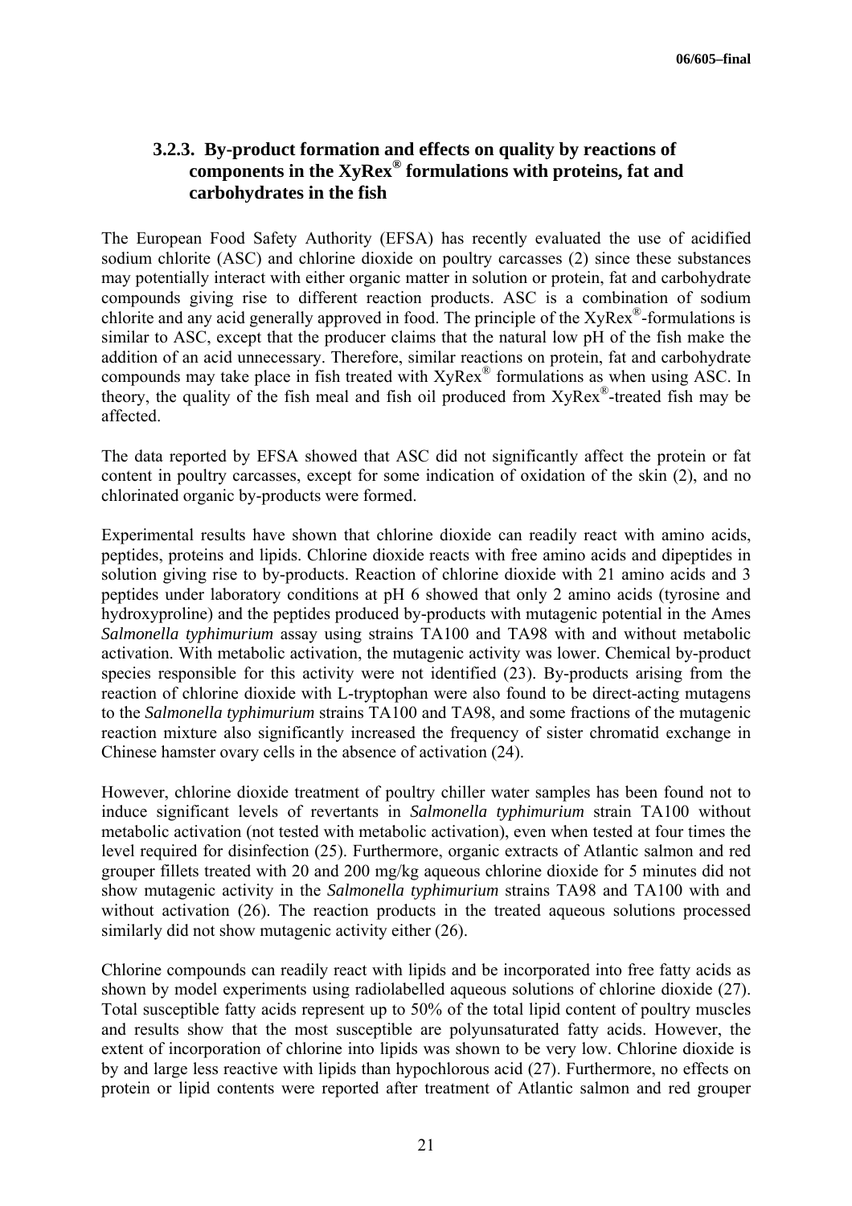### 3.2.3. By-product formation and effects on quality by reactions of components in the XyRex® formulations with proteins, fat and carbohydrates in the fish

The European Food Safety Authority (EFSA) has recently evaluated the use of acidified sodium chlorite (ASC) and chlorine dioxide on poultry carcasses (2) since these substances may potentially interact with either organic matter in solution or protein, fat and carbohydrate compounds giving rise to different reaction products. ASC is a combination of sodium chlorite and any acid generally approved in food. The principle of the XyRex®-formulations is similar to ASC, except that the producer claims that the natural low pH of the fish make the addition of an acid unnecessary. Therefore, similar reactions on protein, fat and carbohydrate compounds may take place in fish treated with XyRex® formulations as when using ASC. In theory, the quality of the fish meal and fish oil produced from XyRex®-treated fish may be affected.

The data reported by EFSA showed that ASC did not significantly affect the protein or fat content in poultry carcasses, except for some indication of oxidation of the skin (2), and no chlorinated organic by-products were formed.

Experimental results have shown that chlorine dioxide can readily react with amino acids, peptides, proteins and lipids. Chlorine dioxide reacts with free amino acids and dipeptides in solution giving rise to by-products. Reaction of chlorine dioxide with 21 amino acids and 3 peptides under laboratory conditions at pH 6 showed that only 2 amino acids (tyrosine and hydroxyproline) and the peptides produced by-products with mutagenic potential in the Ames *Salmonella typhimurium* assay using strains TA100 and TA98 with and without metabolic activation. With metabolic activation, the mutagenic activity was lower. Chemical by-product species responsible for this activity were not identified (23). By-products arising from the reaction of chlorine dioxide with L-tryptophan were also found to be direct-acting mutagens to the *Salmonella typhimurium* strains TA100 and TA98, and some fractions of the mutagenic reaction mixture also significantly increased the frequency of sister chromatid exchange in Chinese hamster ovary cells in the absence of activation (24).

However, chlorine dioxide treatment of poultry chiller water samples has been found not to induce significant levels of revertants in *Salmonella typhimurium* strain TA100 without metabolic activation (not tested with metabolic activation), even when tested at four times the level required for disinfection (25). Furthermore, organic extracts of Atlantic salmon and red grouper fillets treated with 20 and 200 mg/kg aqueous chlorine dioxide for 5 minutes did not show mutagenic activity in the *Salmonella typhimurium* strains TA98 and TA100 with and without activation (26). The reaction products in the treated aqueous solutions processed similarly did not show mutagenic activity either (26).

Chlorine compounds can readily react with lipids and be incorporated into free fatty acids as shown by model experiments using radiolabelled aqueous solutions of chlorine dioxide (27). Total susceptible fatty acids represent up to 50% of the total lipid content of poultry muscles and results show that the most susceptible are polyunsaturated fatty acids. However, the extent of incorporation of chlorine into lipids was shown to be very low. Chlorine dioxide is by and large less reactive with lipids than hypochlorous acid (27). Furthermore, no effects on protein or lipid contents were reported after treatment of Atlantic salmon and red grouper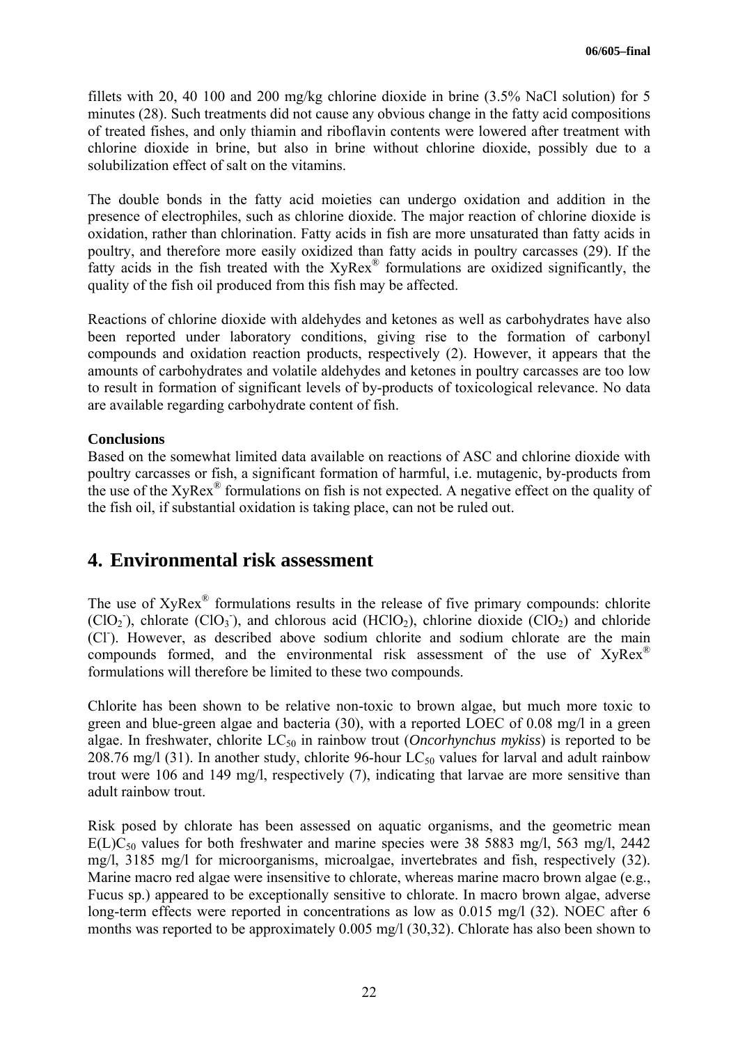fillets with 20, 40 100 and 200 mg/kg chlorine dioxide in brine (3.5% NaCl solution) for 5 minutes (28). Such treatments did not cause any obvious change in the fatty acid compositions of treated fishes, and only thiamin and riboflavin contents were lowered after treatment with chlorine dioxide in brine, but also in brine without chlorine dioxide, possibly due to a solubilization effect of salt on the vitamins.

The double bonds in the fatty acid moieties can undergo oxidation and addition in the presence of electrophiles, such as chlorine dioxide. The major reaction of chlorine dioxide is oxidation, rather than chlorination. Fatty acids in fish are more unsaturated than fatty acids in poultry, and therefore more easily oxidized than fatty acids in poultry carcasses (29). If the fatty acids in the fish treated with the XyRex® formulations are oxidized significantly, the quality of the fish oil produced from this fish may be affected.

Reactions of chlorine dioxide with aldehydes and ketones as well as carbohydrates have also been reported under laboratory conditions, giving rise to the formation of carbonyl compounds and oxidation reaction products, respectively (2). However, it appears that the amounts of carbohydrates and volatile aldehydes and ketones in poultry carcasses are too low to result in formation of significant levels of by-products of toxicological relevance. No data are available regarding carbohydrate content of fish.

**Conclusions**

Based on the somewhat limited data available on reactions of ASC and chlorine dioxide with poultry carcasses or fish, a significant formation of harmful, i.e. mutagenic, by-products from the use of the XyRex® formulations on fish is not expected. A negative effect on the quality of the fish oil, if substantial oxidation is taking place, can not be ruled out.

## 4. Environmental risk assessment

The use of XyRex® formulations results in the release of five primary compounds: chlorite ($ClO_2^-$), chlorate ($ClO_3^-$), and chlorous acid ($HClO_2$), chlorine dioxide ($ClO_2$) and chloride ($Cl^-$). However, as described above sodium chlorite and sodium chlorate are the main compounds formed, and the environmental risk assessment of the use of XyRex® formulations will therefore be limited to these two compounds.

Chlorite has been shown to be relative non-toxic to brown algae, but much more toxic to green and blue-green algae and bacteria (30), with a reported LOEC of 0.08 mg/l in a green algae. In freshwater, chlorite $LC_{50}$ in rainbow trout (*Oncorhynchus mykiss*) is reported to be 208.76 mg/l (31). In another study, chlorite 96-hour $LC_{50}$ values for larval and adult rainbow trout were 106 and 149 mg/l, respectively (7), indicating that larvae are more sensitive than adult rainbow trout.

Risk posed by chlorate has been assessed on aquatic organisms, and the geometric mean $E(L)C_{50}$ values for both freshwater and marine species were 38 5883 mg/l, 563 mg/l, 2442 mg/l, 3185 mg/l for microorganisms, microalgae, invertebrates and fish, respectively (32). Marine macro red algae were insensitive to chlorate, whereas marine macro brown algae (e.g., Fucus sp.) appeared to be exceptionally sensitive to chlorate. In macro brown algae, adverse long-term effects were reported in concentrations as low as 0.015 mg/l (32). NOEC after 6 months was reported to be approximately 0.005 mg/l (30,32). Chlorate has also been shown to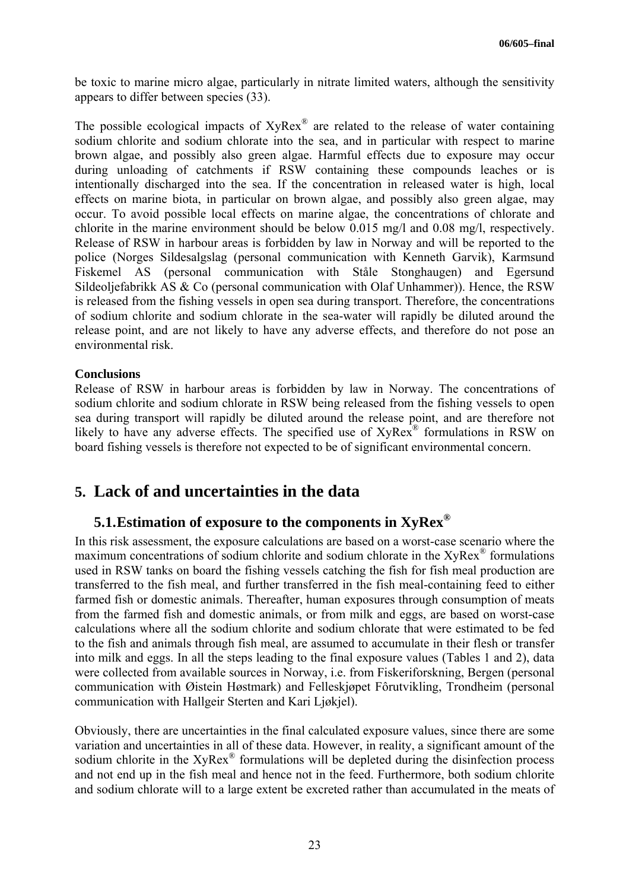be toxic to marine micro algae, particularly in nitrate limited waters, although the sensitivity appears to differ between species (33).

The possible ecological impacts of XyRex® are related to the release of water containing sodium chlorite and sodium chlorate into the sea, and in particular with respect to marine brown algae, and possibly also green algae. Harmful effects due to exposure may occur during unloading of catchments if RSW containing these compounds leaches or is intentionally discharged into the sea. If the concentration in released water is high, local effects on marine biota, in particular on brown algae, and possibly also green algae, may occur. To avoid possible local effects on marine algae, the concentrations of chlorate and chlorite in the marine environment should be below 0.015 mg/l and 0.08 mg/l, respectively. Release of RSW in harbour areas is forbidden by law in Norway and will be reported to the police (Norges Sildesalgslag (personal communication with Kenneth Garvik), Karmsund Fiskemel AS (personal communication with Ståle Stonghaugen) and Egersund Sildeoljefabrikk AS & Co (personal communication with Olaf Unhammer)). Hence, the RSW is released from the fishing vessels in open sea during transport. Therefore, the concentrations of sodium chlorite and sodium chlorate in the sea-water will rapidly be diluted around the release point, and are not likely to have any adverse effects, and therefore do not pose an environmental risk.

**Conclusions**

Release of RSW in harbour areas is forbidden by law in Norway. The concentrations of sodium chlorite and sodium chlorate in RSW being released from the fishing vessels to open sea during transport will rapidly be diluted around the release point, and are therefore not likely to have any adverse effects. The specified use of XyRex® formulations in RSW on board fishing vessels is therefore not expected to be of significant environmental concern.

# 5. Lack of and uncertainties in the data

## 5.1. Estimation of exposure to the components in XyRex®

In this risk assessment, the exposure calculations are based on a worst-case scenario where the maximum concentrations of sodium chlorite and sodium chlorate in the XyRex® formulations used in RSW tanks on board the fishing vessels catching the fish for fish meal production are transferred to the fish meal, and further transferred in the fish meal-containing feed to either farmed fish or domestic animals. Thereafter, human exposures through consumption of meats from the farmed fish and domestic animals, or from milk and eggs, are based on worst-case calculations where all the sodium chlorite and sodium chlorate that were estimated to be fed to the fish and animals through fish meal, are assumed to accumulate in their flesh or transfer into milk and eggs. In all the steps leading to the final exposure values (Tables 1 and 2), data were collected from available sources in Norway, i.e. from Fiskeriforskning, Bergen (personal communication with Øistein Høstmark) and Felleskjøpet Fôrutvikling, Trondheim (personal communication with Hallgeir Sterten and Kari Ljøkjel).

Obviously, there are uncertainties in the final calculated exposure values, since there are some variation and uncertainties in all of these data. However, in reality, a significant amount of the sodium chlorite in the XyRex® formulations will be depleted during the disinfection process and not end up in the fish meal and hence not in the feed. Furthermore, both sodium chlorite and sodium chlorate will to a large extent be excreted rather than accumulated in the meats of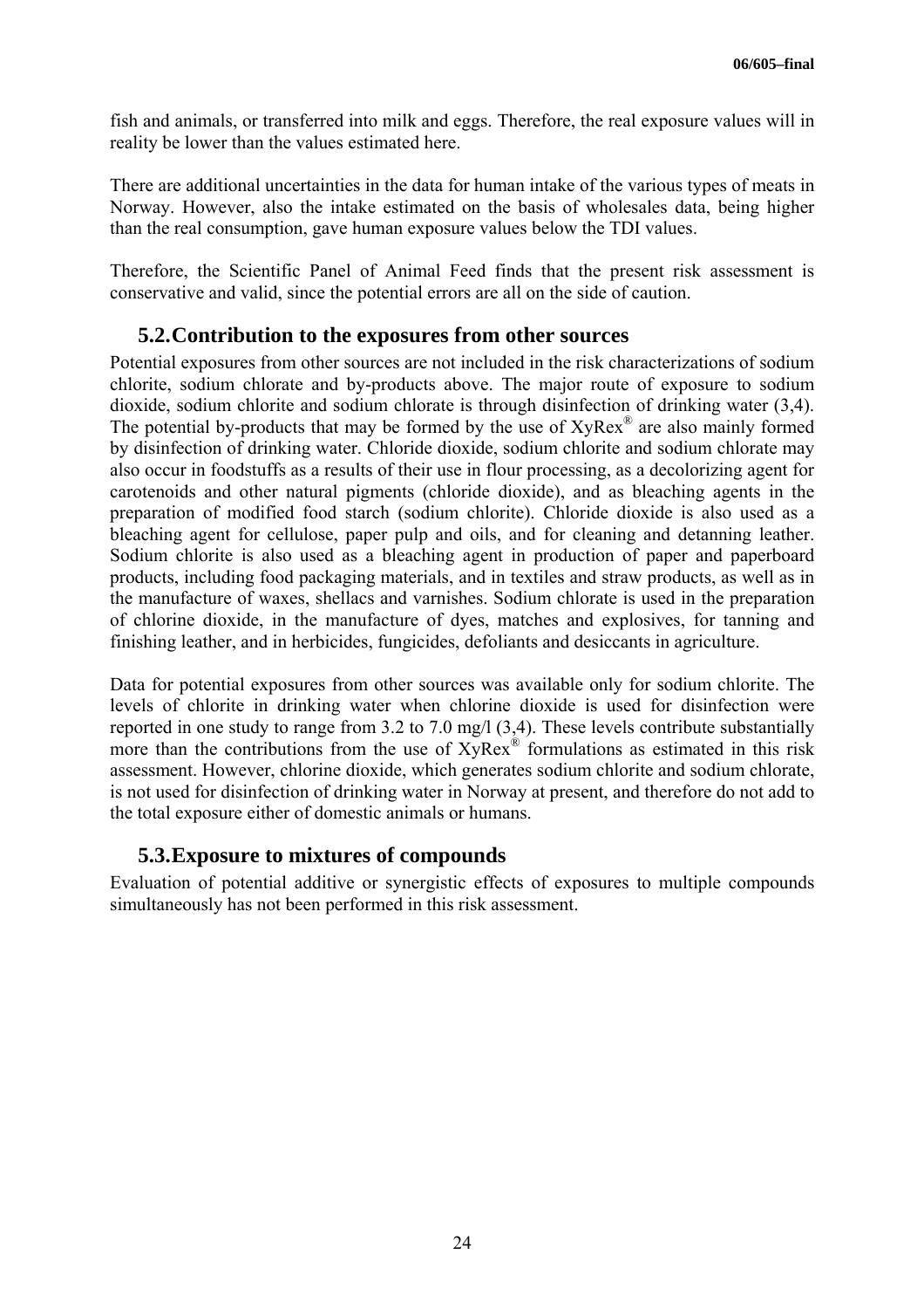fish and animals, or transferred into milk and eggs. Therefore, the real exposure values will in reality be lower than the values estimated here.

There are additional uncertainties in the data for human intake of the various types of meats in Norway. However, also the intake estimated on the basis of wholesales data, being higher than the real consumption, gave human exposure values below the TDI values.

Therefore, the Scientific Panel of Animal Feed finds that the present risk assessment is conservative and valid, since the potential errors are all on the side of caution.

## 5.2. Contribution to the exposures from other sources

Potential exposures from other sources are not included in the risk characterizations of sodium chlorite, sodium chlorate and by-products above. The major route of exposure to sodium dioxide, sodium chlorite and sodium chlorate is through disinfection of drinking water (3,4). The potential by-products that may be formed by the use of XyRex® are also mainly formed by disinfection of drinking water. Chloride dioxide, sodium chlorite and sodium chlorate may also occur in foodstuffs as a results of their use in flour processing, as a decolorizing agent for carotenoids and other natural pigments (chloride dioxide), and as bleaching agents in the preparation of modified food starch (sodium chlorite). Chloride dioxide is also used as a bleaching agent for cellulose, paper pulp and oils, and for cleaning and detanning leather. Sodium chlorite is also used as a bleaching agent in production of paper and paperboard products, including food packaging materials, and in textiles and straw products, as well as in the manufacture of waxes, shellacs and varnishes. Sodium chlorate is used in the preparation of chlorine dioxide, in the manufacture of dyes, matches and explosives, for tanning and finishing leather, and in herbicides, fungicides, defoliants and desiccants in agriculture.

Data for potential exposures from other sources was available only for sodium chlorite. The levels of chlorite in drinking water when chlorine dioxide is used for disinfection were reported in one study to range from 3.2 to 7.0 mg/l (3,4). These levels contribute substantially more than the contributions from the use of XyRex® formulations as estimated in this risk assessment. However, chlorine dioxide, which generates sodium chlorite and sodium chlorate, is not used for disinfection of drinking water in Norway at present, and therefore do not add to the total exposure either of domestic animals or humans.

## 5.3. Exposure to mixtures of compounds

Evaluation of potential additive or synergistic effects of exposures to multiple compounds simultaneously has not been performed in this risk assessment.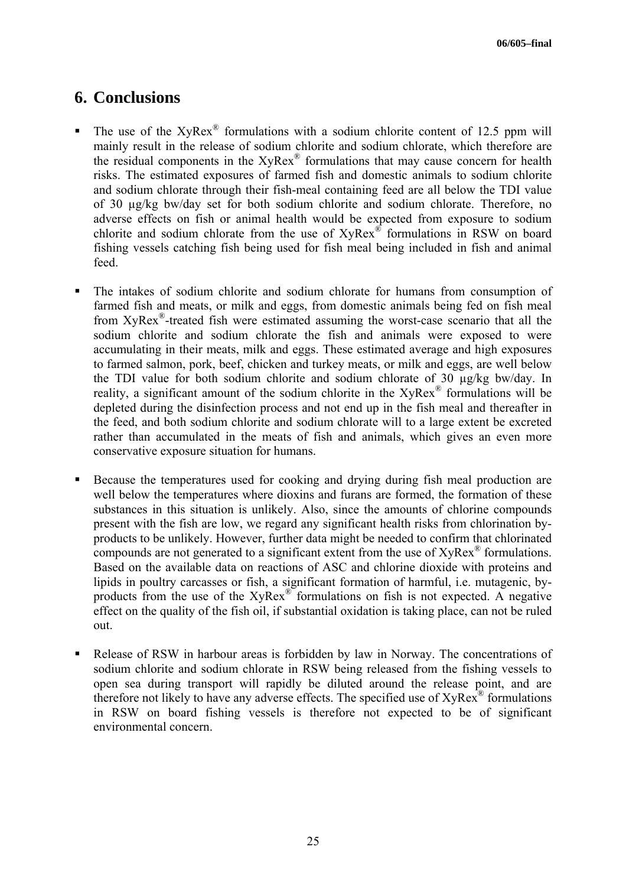## 6. Conclusions

- The use of the XyRex® formulations with a sodium chlorite content of 12.5 ppm will mainly result in the release of sodium chlorite and sodium chlorate, which therefore are the residual components in the XyRex® formulations that may cause concern for health risks. The estimated exposures of farmed fish and domestic animals to sodium chlorite and sodium chlorate through their fish-meal containing feed are all below the TDI value of 30 µg/kg bw/day set for both sodium chlorite and sodium chlorate. Therefore, no adverse effects on fish or animal health would be expected from exposure to sodium chlorite and sodium chlorate from the use of XyRex® formulations in RSW on board fishing vessels catching fish being used for fish meal being included in fish and animal feed.

- The intakes of sodium chlorite and sodium chlorate for humans from consumption of farmed fish and meats, or milk and eggs, from domestic animals being fed on fish meal from XyRex®-treated fish were estimated assuming the worst-case scenario that all the sodium chlorite and sodium chlorate the fish and animals were exposed to were accumulating in their meats, milk and eggs. These estimated average and high exposures to farmed salmon, pork, beef, chicken and turkey meats, or milk and eggs, are well below the TDI value for both sodium chlorite and sodium chlorate of 30 µg/kg bw/day. In reality, a significant amount of the sodium chlorite in the XyRex® formulations will be depleted during the disinfection process and not end up in the fish meal and thereafter in the feed, and both sodium chlorite and sodium chlorate will to a large extent be excreted rather than accumulated in the meats of fish and animals, which gives an even more conservative exposure situation for humans.

- Because the temperatures used for cooking and drying during fish meal production are well below the temperatures where dioxins and furans are formed, the formation of these substances in this situation is unlikely. Also, since the amounts of chlorine compounds present with the fish are low, we regard any significant health risks from chlorination by-products to be unlikely. However, further data might be needed to confirm that chlorinated compounds are not generated to a significant extent from the use of XyRex® formulations. Based on the available data on reactions of ASC and chlorine dioxide with proteins and lipids in poultry carcasses or fish, a significant formation of harmful, i.e. mutagenic, by-products from the use of the XyRex® formulations on fish is not expected. A negative effect on the quality of the fish oil, if substantial oxidation is taking place, can not be ruled out.

- Release of RSW in harbour areas is forbidden by law in Norway. The concentrations of sodium chlorite and sodium chlorate in RSW being released from the fishing vessels to open sea during transport will rapidly be diluted around the release point, and are therefore not likely to have any adverse effects. The specified use of XyRex® formulations in RSW on board fishing vessels is therefore not expected to be of significant environmental concern.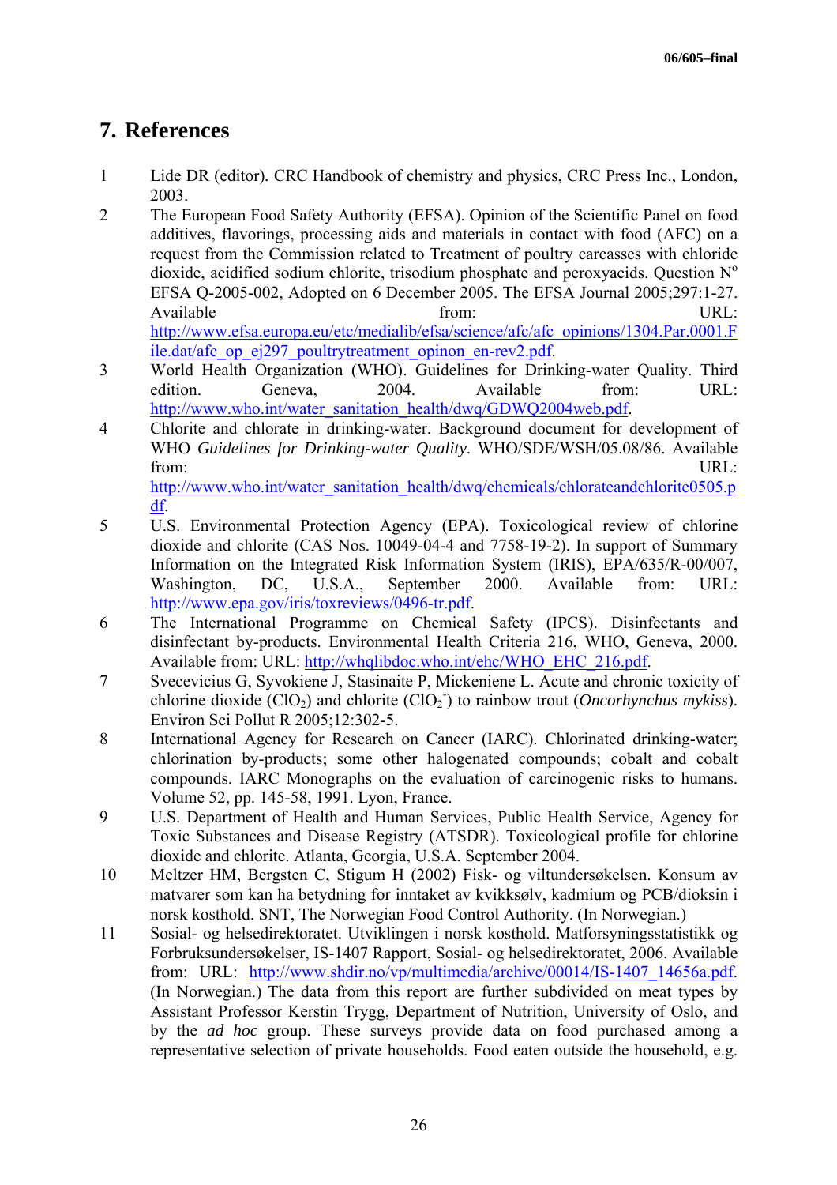## 7. References

1. Lide DR (editor). CRC Handbook of chemistry and physics, CRC Press Inc., London, 2003.
2. The European Food Safety Authority (EFSA). Opinion of the Scientific Panel on food additives, flavorings, processing aids and materials in contact with food (AFC) on a request from the Commission related to Treatment of poultry carcasses with chloride dioxide, acidified sodium chlorite, trisodium phosphate and peroxyacids. Question N$^o$ EFSA Q-2005-002, Adopted on 6 December 2005. The EFSA Journal 2005;297:1-27. Available from: URL: http://www.efsa.europa.eu/etc/medialib/efsa/science/afc/afc_opinions/1304.Par.0001.File.dat/afc_op_ej297_poultrytreatment_opinon_en-rev2.pdf.
3. World Health Organization (WHO). Guidelines for Drinking-water Quality. Third edition. Geneva, 2004. Available from: URL: http://www.who.int/water_sanitation_health/dwq/GDWQ2004web.pdf.
4. Chlorite and chlorate in drinking-water. Background document for development of WHO *Guidelines for Drinking-water Quality*. WHO/SDE/WSH/05.08/86. Available from: URL: http://www.who.int/water_sanitation_health/dwq/chemicals/chlorateandchlorite0505.pdf.
5. U.S. Environmental Protection Agency (EPA). Toxicological review of chlorine dioxide and chlorite (CAS Nos. 10049-04-4 and 7758-19-2). In support of Summary Information on the Integrated Risk Information System (IRIS), EPA/635/R-00/007, Washington, DC, U.S.A., September 2000. Available from: URL: http://www.epa.gov/iris/toxreviews/0496-tr.pdf.
6. The International Programme on Chemical Safety (IPCS). Disinfectants and disinfectant by-products. Environmental Health Criteria 216, WHO, Geneva, 2000. Available from: URL: http://whqlibdoc.who.int/ehc/WHO_EHC_216.pdf.
7. Svecevicius G, Syvokiene J, Stasinaite P, Mickeniene L. Acute and chronic toxicity of chlorine dioxide ($ClO_2$) and chlorite ($ClO_2^-$) to rainbow trout (*Oncorhynchus mykiss*). Environ Sci Pollut R 2005;12:302-5.
8. International Agency for Research on Cancer (IARC). Chlorinated drinking-water; chlorination by-products; some other halogenated compounds; cobalt and cobalt compounds. IARC Monographs on the evaluation of carcinogenic risks to humans. Volume 52, pp. 145-58, 1991. Lyon, France.
9. U.S. Department of Health and Human Services, Public Health Service, Agency for Toxic Substances and Disease Registry (ATSDR). Toxicological profile for chlorine dioxide and chlorite. Atlanta, Georgia, U.S.A. September 2004.
10. Meltzer HM, Bergsten C, Stigum H (2002) Fisk- og viltundersøkelsen. Konsum av matvarer som kan ha betydning for inntaket av kvikksølv, kadmium og PCB/dioksin i norsk kosthold. SNT, The Norwegian Food Control Authority. (In Norwegian.)
11. Sosial- og helsedirektoratet. Utviklingen i norsk kosthold. Matforsyningsstatistikk og Forbruksundersøkelser, IS-1407 Rapport, Sosial- og helsedirektoratet, 2006. Available from: URL: http://www.shdir.no/vp/multimedia/archive/00014/IS-1407_14656a.pdf. (In Norwegian.) The data from this report are further subdivided on meat types by Assistant Professor Kerstin Trygg, Department of Nutrition, University of Oslo, and by the *ad hoc* group. These surveys provide data on food purchased among a representative selection of private households. Food eaten outside the household, e.g.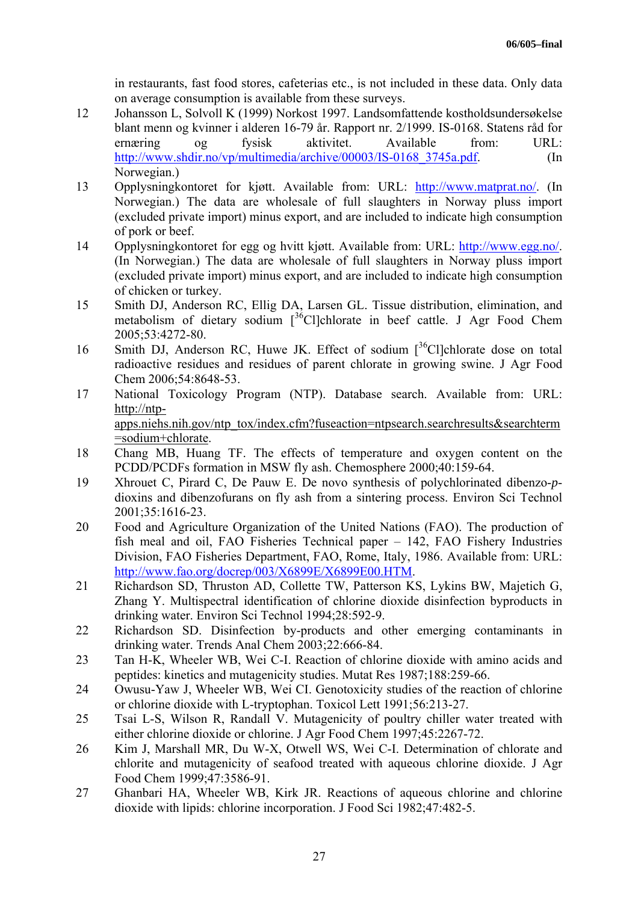in restaurants, fast food stores, cafeterias etc., is not included in these data. Only data on average consumption is available from these surveys.

12 Johansson L, Solvoll K (1999) Norkost 1997. Landsomfattende kostholdsundersøkelse blant menn og kvinner i alderen 16-79 år. Rapport nr. 2/1999. IS-0168. Statens råd for ernæring og fysisk aktivitet. Available from: URL: http://www.shdir.no/vp/multimedia/archive/00003/IS-0168_3745a.pdf. (In Norwegian.)

13 Opplysningkontoret for kjøtt. Available from: URL: http://www.matprat.no/. (In Norwegian.) The data are wholesale of full slaughters in Norway pluss import (excluded private import) minus export, and are included to indicate high consumption of pork or beef.

14 Opplysningkontoret for egg og hvitt kjøtt. Available from: URL: http://www.egg.no/. (In Norwegian.) The data are wholesale of full slaughters in Norway pluss import (excluded private import) minus export, and are included to indicate high consumption of chicken or turkey.

15 Smith DJ, Anderson RC, Ellig DA, Larsen GL. Tissue distribution, elimination, and metabolism of dietary sodium [$^{36}$Cl]chlorate in beef cattle. J Agr Food Chem 2005;53:4272-80.

16 Smith DJ, Anderson RC, Huwe JK. Effect of sodium [$^{36}$Cl]chlorate dose on total radioactive residues and residues of parent chlorate in growing swine. J Agr Food Chem 2006;54:8648-53.

17 National Toxicology Program (NTP). Database search. Available from: URL: http://ntp-apps.niehs.nih.gov/ntp_tox/index.cfm?fuseaction=ntpsearch.searchresults&searchterm=sodium+chlorate.

18 Chang MB, Huang TF. The effects of temperature and oxygen content on the PCDD/PCDFs formation in MSW fly ash. Chemosphere 2000;40:159-64.

19 Xhrouet C, Pirard C, De Pauw E. De novo synthesis of polychlorinated dibenzo-*p*-dioxins and dibenzofurans on fly ash from a sintering process. Environ Sci Technol 2001;35:1616-23.

20 Food and Agriculture Organization of the United Nations (FAO). The production of fish meal and oil, FAO Fisheries Technical paper – 142, FAO Fishery Industries Division, FAO Fisheries Department, FAO, Rome, Italy, 1986. Available from: URL: http://www.fao.org/docrep/003/X6899E/X6899E00.HTM.

21 Richardson SD, Thruston AD, Collette TW, Patterson KS, Lykins BW, Majetich G, Zhang Y. Multispectral identification of chlorine dioxide disinfection byproducts in drinking water. Environ Sci Technol 1994;28:592-9.

22 Richardson SD. Disinfection by-products and other emerging contaminants in drinking water. Trends Anal Chem 2003;22:666-84.

23 Tan H-K, Wheeler WB, Wei C-I. Reaction of chlorine dioxide with amino acids and peptides: kinetics and mutagenicity studies. Mutat Res 1987;188:259-66.

24 Owusu-Yaw J, Wheeler WB, Wei CI. Genotoxicity studies of the reaction of chlorine or chlorine dioxide with L-tryptophan. Toxicol Lett 1991;56:213-27.

25 Tsai L-S, Wilson R, Randall V. Mutagenicity of poultry chiller water treated with either chlorine dioxide or chlorine. J Agr Food Chem 1997;45:2267-72.

26 Kim J, Marshall MR, Du W-X, Otwell WS, Wei C-I. Determination of chlorate and chlorite and mutagenicity of seafood treated with aqueous chlorine dioxide. J Agr Food Chem 1999;47:3586-91.

27 Ghanbari HA, Wheeler WB, Kirk JR. Reactions of aqueous chlorine and chlorine dioxide with lipids: chlorine incorporation. J Food Sci 1982;47:482-5.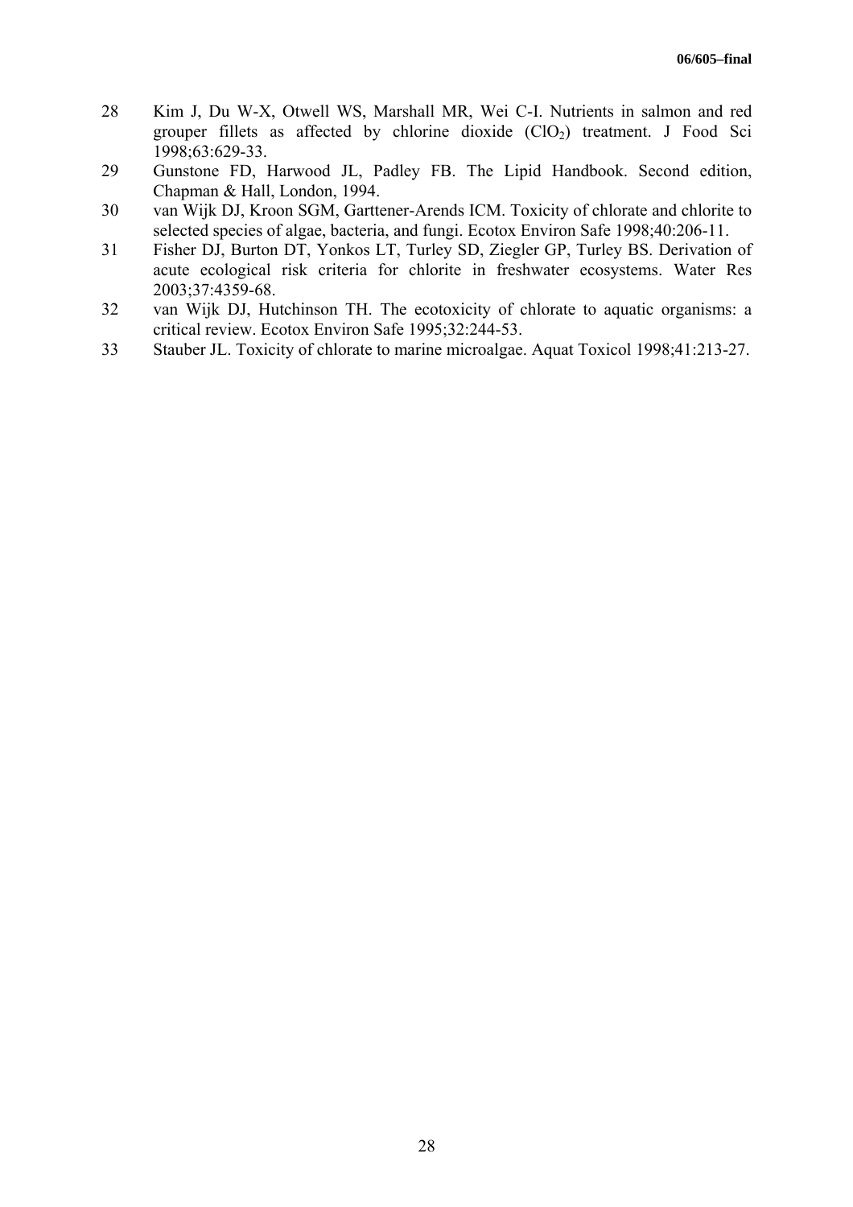28 Kim J, Du W-X, Otwell WS, Marshall MR, Wei C-I. Nutrients in salmon and red grouper fillets as affected by chlorine dioxide ($ClO_2$) treatment. J Food Sci 1998;63:629-33.

29 Gunstone FD, Harwood JL, Padley FB. The Lipid Handbook. Second edition, Chapman & Hall, London, 1994.

30 van Wijk DJ, Kroon SGM, Garttener-Arends ICM. Toxicity of chlorate and chlorite to selected species of algae, bacteria, and fungi. Ecotox Environ Safe 1998;40:206-11.

31 Fisher DJ, Burton DT, Yonkos LT, Turley SD, Ziegler GP, Turley BS. Derivation of acute ecological risk criteria for chlorite in freshwater ecosystems. Water Res 2003;37:4359-68.

32 van Wijk DJ, Hutchinson TH. The ecotoxicity of chlorate to aquatic organisms: a critical review. Ecotox Environ Safe 1995;32:244-53.

33 Stauber JL. Toxicity of chlorate to marine microalgae. Aquat Toxicol 1998;41:213-27.